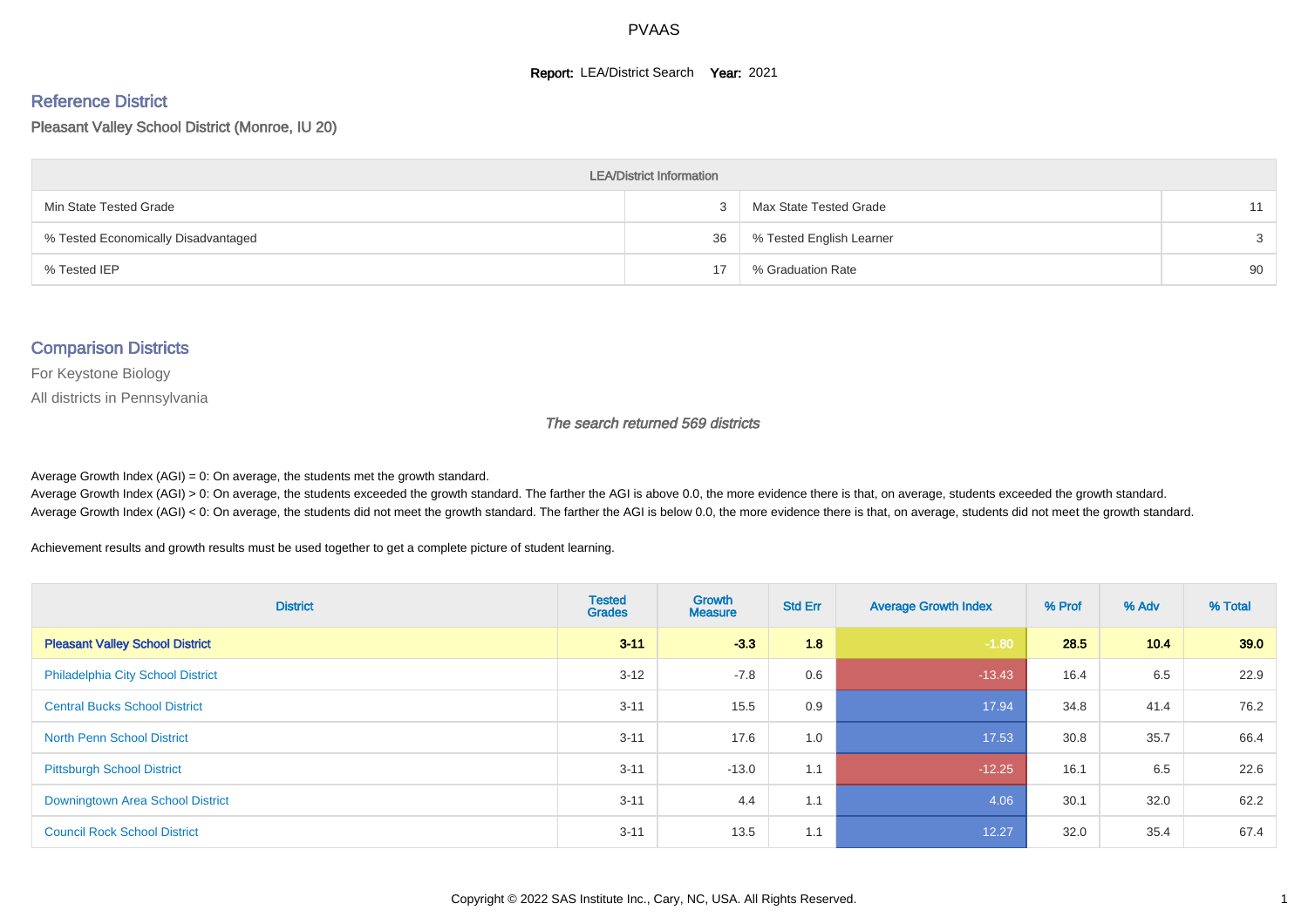# PVAAS

**Report:** LEA/District Search **Year:** 2021

## Reference District

Pleasant Valley School District (Monroe, IU 20)

| LEA/District Information | | | |
|---|---|---|---|
| Min State Tested Grade | 3 | Max State Tested Grade | 11 |
| % Tested Economically Disadvantaged | 36 | % Tested English Learner | 3 |
| % Tested IEP | 17 | % Graduation Rate | 90 |

## Comparison Districts

For Keystone Biology

All districts in Pennsylvania

*The search returned 569 districts*

Average Growth Index (AGI) = 0: On average, the students met the growth standard.
Average Growth Index (AGI) > 0: On average, the students exceeded the growth standard. The farther the AGI is above 0.0, the more evidence there is that, on average, students exceeded the growth standard.
Average Growth Index (AGI) < 0: On average, the students did not meet the growth standard. The farther the AGI is below 0.0, the more evidence there is that, on average, students did not meet the growth standard.

Achievement results and growth results must be used together to get a complete picture of student learning.

| District | Tested Grades | Growth Measure | Std Err | Average Growth Index | % Prof | % Adv | % Total |
|---|---|---|---|---|---|---|---|
| **Pleasant Valley School District** | **3-11** | **-3.3** | **1.8** | **-1.80** | **28.5** | **10.4** | **39.0** |
| Philadelphia City School District | 3-12 | -7.8 | 0.6 | -13.43 | 16.4 | 6.5 | 22.9 |
| Central Bucks School District | 3-11 | 15.5 | 0.9 | 17.94 | 34.8 | 41.4 | 76.2 |
| North Penn School District | 3-11 | 17.6 | 1.0 | 17.53 | 30.8 | 35.7 | 66.4 |
| Pittsburgh School District | 3-11 | -13.0 | 1.1 | -12.25 | 16.1 | 6.5 | 22.6 |
| Downingtown Area School District | 3-11 | 4.4 | 1.1 | 4.06 | 30.1 | 32.0 | 62.2 |
| Council Rock School District | 3-11 | 13.5 | 1.1 | 12.27 | 32.0 | 35.4 | 67.4 |

Copyright © 2022 SAS Institute Inc., Cary, NC, USA. All Rights Reserved.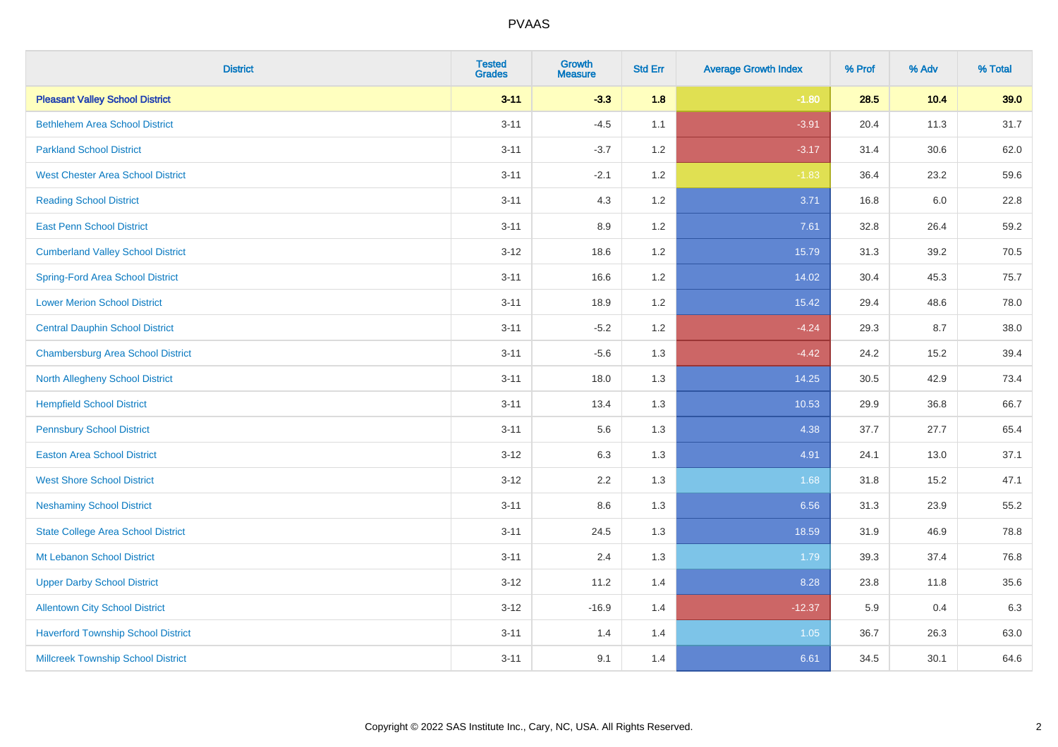| District | Tested Grades | Growth Measure | Std Err | Average Growth Index | % Prof | % Adv | % Total |
|---|---|---|---|---|---|---|---|
| **Pleasant Valley School District** | **3-11** | **-3.3** | **1.8** | **-1.80** | **28.5** | **10.4** | **39.0** |
| Bethlehem Area School District | 3-11 | -4.5 | 1.1 | -3.91 | 20.4 | 11.3 | 31.7 |
| Parkland School District | 3-11 | -3.7 | 1.2 | -3.17 | 31.4 | 30.6 | 62.0 |
| West Chester Area School District | 3-11 | -2.1 | 1.2 | -1.83 | 36.4 | 23.2 | 59.6 |
| Reading School District | 3-11 | 4.3 | 1.2 | 3.71 | 16.8 | 6.0 | 22.8 |
| East Penn School District | 3-11 | 8.9 | 1.2 | 7.61 | 32.8 | 26.4 | 59.2 |
| Cumberland Valley School District | 3-12 | 18.6 | 1.2 | 15.79 | 31.3 | 39.2 | 70.5 |
| Spring-Ford Area School District | 3-11 | 16.6 | 1.2 | 14.02 | 30.4 | 45.3 | 75.7 |
| Lower Merion School District | 3-11 | 18.9 | 1.2 | 15.42 | 29.4 | 48.6 | 78.0 |
| Central Dauphin School District | 3-11 | -5.2 | 1.2 | -4.24 | 29.3 | 8.7 | 38.0 |
| Chambersburg Area School District | 3-11 | -5.6 | 1.3 | -4.42 | 24.2 | 15.2 | 39.4 |
| North Allegheny School District | 3-11 | 18.0 | 1.3 | 14.25 | 30.5 | 42.9 | 73.4 |
| Hempfield School District | 3-11 | 13.4 | 1.3 | 10.53 | 29.9 | 36.8 | 66.7 |
| Pennsbury School District | 3-11 | 5.6 | 1.3 | 4.38 | 37.7 | 27.7 | 65.4 |
| Easton Area School District | 3-12 | 6.3 | 1.3 | 4.91 | 24.1 | 13.0 | 37.1 |
| West Shore School District | 3-12 | 2.2 | 1.3 | 1.68 | 31.8 | 15.2 | 47.1 |
| Neshaminy School District | 3-11 | 8.6 | 1.3 | 6.56 | 31.3 | 23.9 | 55.2 |
| State College Area School District | 3-11 | 24.5 | 1.3 | 18.59 | 31.9 | 46.9 | 78.8 |
| Mt Lebanon School District | 3-11 | 2.4 | 1.3 | 1.79 | 39.3 | 37.4 | 76.8 |
| Upper Darby School District | 3-12 | 11.2 | 1.4 | 8.28 | 23.8 | 11.8 | 35.6 |
| Allentown City School District | 3-12 | -16.9 | 1.4 | -12.37 | 5.9 | 0.4 | 6.3 |
| Haverford Township School District | 3-11 | 1.4 | 1.4 | 1.05 | 36.7 | 26.3 | 63.0 |
| Millcreek Township School District | 3-11 | 9.1 | 1.4 | 6.61 | 34.5 | 30.1 | 64.6 |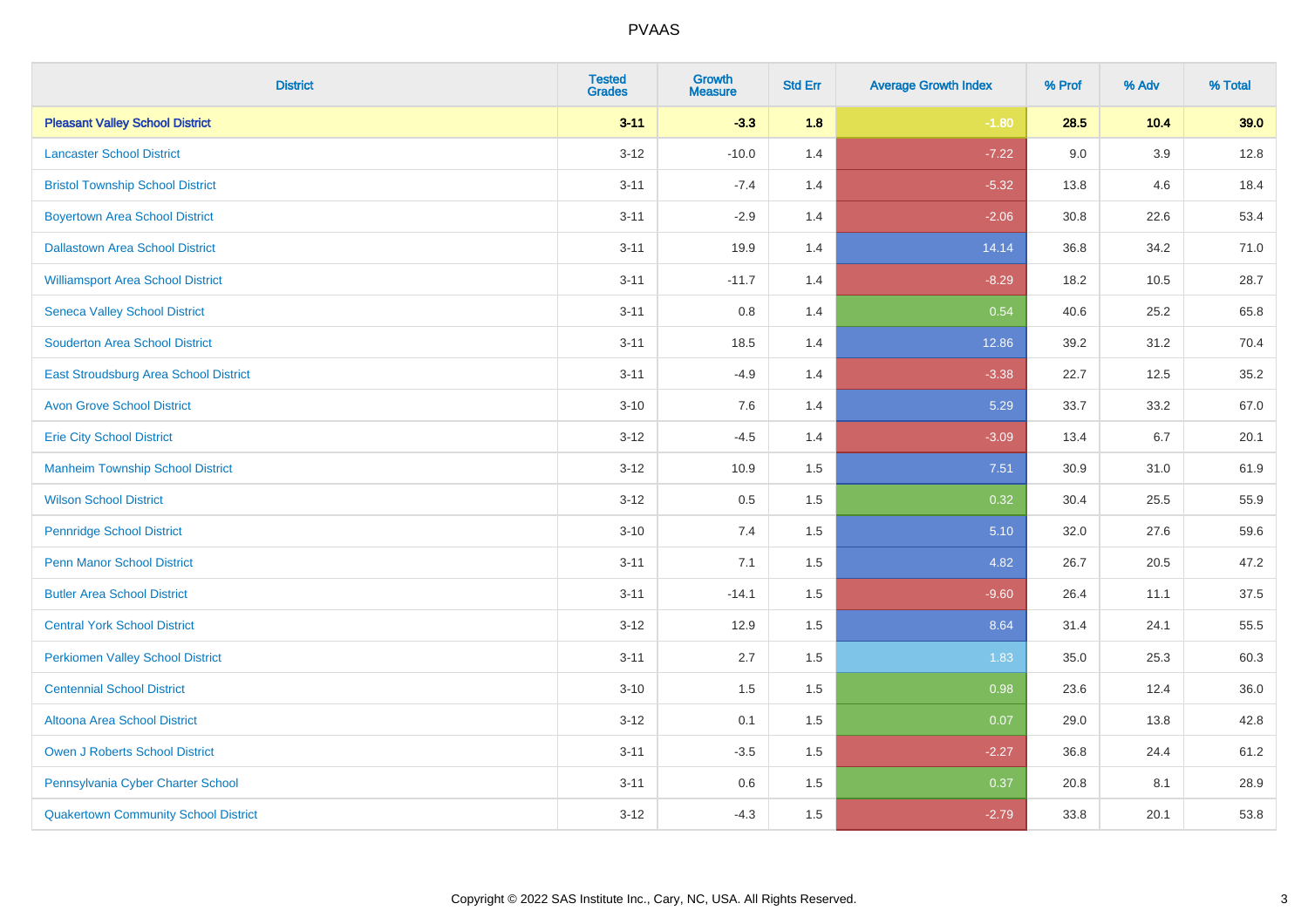# PVAAS

| District | Tested Grades | Growth Measure | Std Err | Average Growth Index | % Prof | % Adv | % Total |
|---|---|---|---|---|---|---|---|
| **Pleasant Valley School District** | **3-11** | **-3.3** | **1.8** | **-1.80** | **28.5** | **10.4** | **39.0** |
| Lancaster School District | 3-12 | -10.0 | 1.4 | -7.22 | 9.0 | 3.9 | 12.8 |
| Bristol Township School District | 3-11 | -7.4 | 1.4 | -5.32 | 13.8 | 4.6 | 18.4 |
| Boyertown Area School District | 3-11 | -2.9 | 1.4 | -2.06 | 30.8 | 22.6 | 53.4 |
| Dallastown Area School District | 3-11 | 19.9 | 1.4 | 14.14 | 36.8 | 34.2 | 71.0 |
| Williamsport Area School District | 3-11 | -11.7 | 1.4 | -8.29 | 18.2 | 10.5 | 28.7 |
| Seneca Valley School District | 3-11 | 0.8 | 1.4 | 0.54 | 40.6 | 25.2 | 65.8 |
| Souderton Area School District | 3-11 | 18.5 | 1.4 | 12.86 | 39.2 | 31.2 | 70.4 |
| East Stroudsburg Area School District | 3-11 | -4.9 | 1.4 | -3.38 | 22.7 | 12.5 | 35.2 |
| Avon Grove School District | 3-10 | 7.6 | 1.4 | 5.29 | 33.7 | 33.2 | 67.0 |
| Erie City School District | 3-12 | -4.5 | 1.4 | -3.09 | 13.4 | 6.7 | 20.1 |
| Manheim Township School District | 3-12 | 10.9 | 1.5 | 7.51 | 30.9 | 31.0 | 61.9 |
| Wilson School District | 3-12 | 0.5 | 1.5 | 0.32 | 30.4 | 25.5 | 55.9 |
| Pennridge School District | 3-10 | 7.4 | 1.5 | 5.10 | 32.0 | 27.6 | 59.6 |
| Penn Manor School District | 3-11 | 7.1 | 1.5 | 4.82 | 26.7 | 20.5 | 47.2 |
| Butler Area School District | 3-11 | -14.1 | 1.5 | -9.60 | 26.4 | 11.1 | 37.5 |
| Central York School District | 3-12 | 12.9 | 1.5 | 8.64 | 31.4 | 24.1 | 55.5 |
| Perkiomen Valley School District | 3-11 | 2.7 | 1.5 | 1.83 | 35.0 | 25.3 | 60.3 |
| Centennial School District | 3-10 | 1.5 | 1.5 | 0.98 | 23.6 | 12.4 | 36.0 |
| Altoona Area School District | 3-12 | 0.1 | 1.5 | 0.07 | 29.0 | 13.8 | 42.8 |
| Owen J Roberts School District | 3-11 | -3.5 | 1.5 | -2.27 | 36.8 | 24.4 | 61.2 |
| Pennsylvania Cyber Charter School | 3-11 | 0.6 | 1.5 | 0.37 | 20.8 | 8.1 | 28.9 |
| Quakertown Community School District | 3-12 | -4.3 | 1.5 | -2.79 | 33.8 | 20.1 | 53.8 |

Copyright © 2022 SAS Institute Inc., Cary, NC, USA. All Rights Reserved.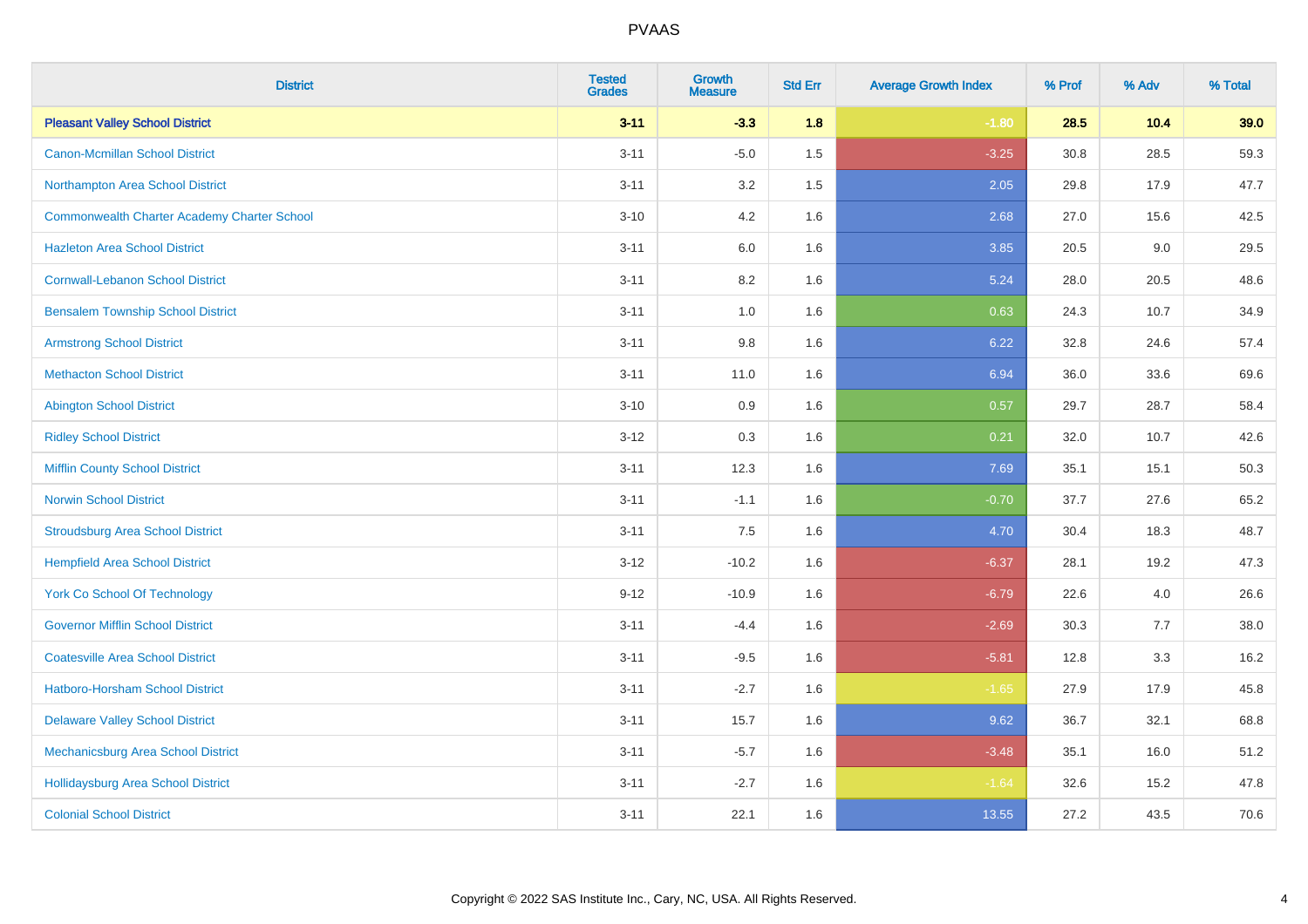# PVAAS

| District | Tested Grades | Growth Measure | Std Err | Average Growth Index | % Prof | % Adv | % Total |
|---|---|---|---|---|---|---|---|
| **Pleasant Valley School District** | **3-11** | **-3.3** | **1.8** | **-1.80** | **28.5** | **10.4** | **39.0** |
| Canon-Mcmillan School District | 3-11 | -5.0 | 1.5 | -3.25 | 30.8 | 28.5 | 59.3 |
| Northampton Area School District | 3-11 | 3.2 | 1.5 | 2.05 | 29.8 | 17.9 | 47.7 |
| Commonwealth Charter Academy Charter School | 3-10 | 4.2 | 1.6 | 2.68 | 27.0 | 15.6 | 42.5 |
| Hazleton Area School District | 3-11 | 6.0 | 1.6 | 3.85 | 20.5 | 9.0 | 29.5 |
| Cornwall-Lebanon School District | 3-11 | 8.2 | 1.6 | 5.24 | 28.0 | 20.5 | 48.6 |
| Bensalem Township School District | 3-11 | 1.0 | 1.6 | 0.63 | 24.3 | 10.7 | 34.9 |
| Armstrong School District | 3-11 | 9.8 | 1.6 | 6.22 | 32.8 | 24.6 | 57.4 |
| Methacton School District | 3-11 | 11.0 | 1.6 | 6.94 | 36.0 | 33.6 | 69.6 |
| Abington School District | 3-10 | 0.9 | 1.6 | 0.57 | 29.7 | 28.7 | 58.4 |
| Ridley School District | 3-12 | 0.3 | 1.6 | 0.21 | 32.0 | 10.7 | 42.6 |
| Mifflin County School District | 3-11 | 12.3 | 1.6 | 7.69 | 35.1 | 15.1 | 50.3 |
| Norwin School District | 3-11 | -1.1 | 1.6 | -0.70 | 37.7 | 27.6 | 65.2 |
| Stroudsburg Area School District | 3-11 | 7.5 | 1.6 | 4.70 | 30.4 | 18.3 | 48.7 |
| Hempfield Area School District | 3-12 | -10.2 | 1.6 | -6.37 | 28.1 | 19.2 | 47.3 |
| York Co School Of Technology | 9-12 | -10.9 | 1.6 | -6.79 | 22.6 | 4.0 | 26.6 |
| Governor Mifflin School District | 3-11 | -4.4 | 1.6 | -2.69 | 30.3 | 7.7 | 38.0 |
| Coatesville Area School District | 3-11 | -9.5 | 1.6 | -5.81 | 12.8 | 3.3 | 16.2 |
| Hatboro-Horsham School District | 3-11 | -2.7 | 1.6 | -1.65 | 27.9 | 17.9 | 45.8 |
| Delaware Valley School District | 3-11 | 15.7 | 1.6 | 9.62 | 36.7 | 32.1 | 68.8 |
| Mechanicsburg Area School District | 3-11 | -5.7 | 1.6 | -3.48 | 35.1 | 16.0 | 51.2 |
| Hollidaysburg Area School District | 3-11 | -2.7 | 1.6 | -1.64 | 32.6 | 15.2 | 47.8 |
| Colonial School District | 3-11 | 22.1 | 1.6 | 13.55 | 27.2 | 43.5 | 70.6 |

Copyright © 2022 SAS Institute Inc., Cary, NC, USA. All Rights Reserved.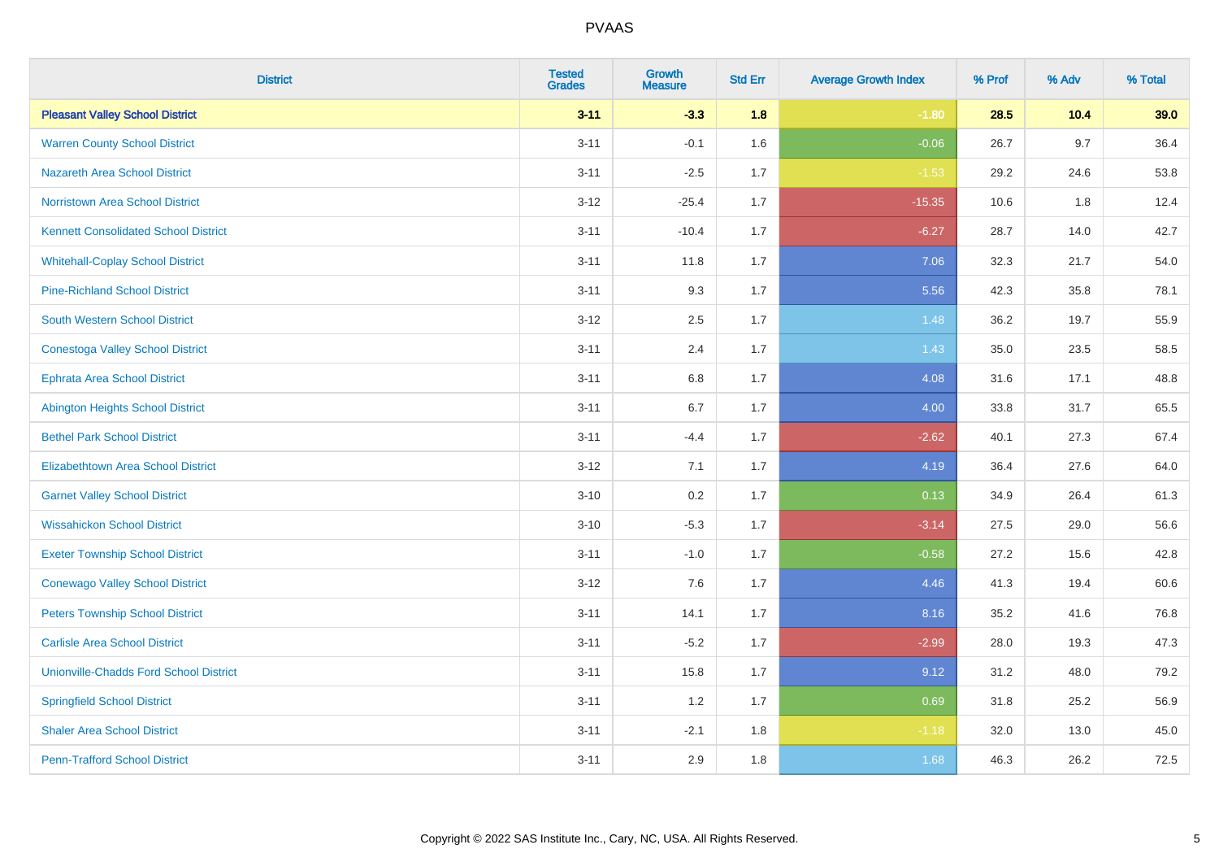PVAAS

| District | Tested Grades | Growth Measure | Std Err | Average Growth Index | % Prof | % Adv | % Total |
|---|---|---|---|---|---|---|---|
| **Pleasant Valley School District** | **3-11** | **-3.3** | **1.8** | **-1.80** | **28.5** | **10.4** | **39.0** |
| Warren County School District | 3-11 | -0.1 | 1.6 | -0.06 | 26.7 | 9.7 | 36.4 |
| Nazareth Area School District | 3-11 | -2.5 | 1.7 | -1.53 | 29.2 | 24.6 | 53.8 |
| Norristown Area School District | 3-12 | -25.4 | 1.7 | -15.35 | 10.6 | 1.8 | 12.4 |
| Kennett Consolidated School District | 3-11 | -10.4 | 1.7 | -6.27 | 28.7 | 14.0 | 42.7 |
| Whitehall-Coplay School District | 3-11 | 11.8 | 1.7 | 7.06 | 32.3 | 21.7 | 54.0 |
| Pine-Richland School District | 3-11 | 9.3 | 1.7 | 5.56 | 42.3 | 35.8 | 78.1 |
| South Western School District | 3-12 | 2.5 | 1.7 | 1.48 | 36.2 | 19.7 | 55.9 |
| Conestoga Valley School District | 3-11 | 2.4 | 1.7 | 1.43 | 35.0 | 23.5 | 58.5 |
| Ephrata Area School District | 3-11 | 6.8 | 1.7 | 4.08 | 31.6 | 17.1 | 48.8 |
| Abington Heights School District | 3-11 | 6.7 | 1.7 | 4.00 | 33.8 | 31.7 | 65.5 |
| Bethel Park School District | 3-11 | -4.4 | 1.7 | -2.62 | 40.1 | 27.3 | 67.4 |
| Elizabethtown Area School District | 3-12 | 7.1 | 1.7 | 4.19 | 36.4 | 27.6 | 64.0 |
| Garnet Valley School District | 3-10 | 0.2 | 1.7 | 0.13 | 34.9 | 26.4 | 61.3 |
| Wissahickon School District | 3-10 | -5.3 | 1.7 | -3.14 | 27.5 | 29.0 | 56.6 |
| Exeter Township School District | 3-11 | -1.0 | 1.7 | -0.58 | 27.2 | 15.6 | 42.8 |
| Conewago Valley School District | 3-12 | 7.6 | 1.7 | 4.46 | 41.3 | 19.4 | 60.6 |
| Peters Township School District | 3-11 | 14.1 | 1.7 | 8.16 | 35.2 | 41.6 | 76.8 |
| Carlisle Area School District | 3-11 | -5.2 | 1.7 | -2.99 | 28.0 | 19.3 | 47.3 |
| Unionville-Chadds Ford School District | 3-11 | 15.8 | 1.7 | 9.12 | 31.2 | 48.0 | 79.2 |
| Springfield School District | 3-11 | 1.2 | 1.7 | 0.69 | 31.8 | 25.2 | 56.9 |
| Shaler Area School District | 3-11 | -2.1 | 1.8 | -1.18 | 32.0 | 13.0 | 45.0 |
| Penn-Trafford School District | 3-11 | 2.9 | 1.8 | 1.68 | 46.3 | 26.2 | 72.5 |

Copyright © 2022 SAS Institute Inc., Cary, NC, USA. All Rights Reserved.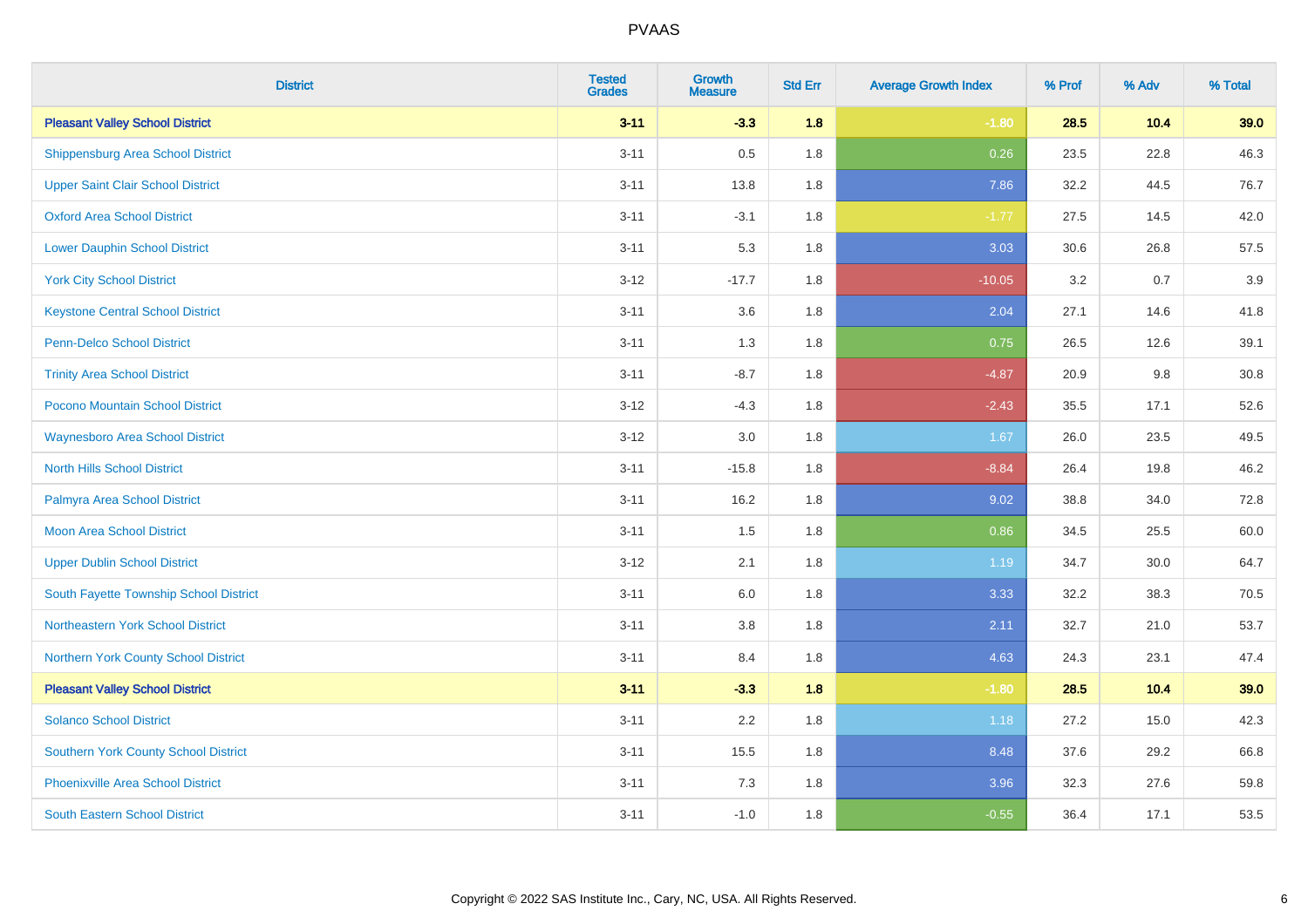# PVAAS

| District | Tested Grades | Growth Measure | Std Err | Average Growth Index | % Prof | % Adv | % Total |
|---|---|---|---|---|---|---|---|
| **Pleasant Valley School District** | **3-11** | **-3.3** | **1.8** | **-1.80** | **28.5** | **10.4** | **39.0** |
| Shippensburg Area School District | 3-11 | 0.5 | 1.8 | 0.26 | 23.5 | 22.8 | 46.3 |
| Upper Saint Clair School District | 3-11 | 13.8 | 1.8 | 7.86 | 32.2 | 44.5 | 76.7 |
| Oxford Area School District | 3-11 | -3.1 | 1.8 | -1.77 | 27.5 | 14.5 | 42.0 |
| Lower Dauphin School District | 3-11 | 5.3 | 1.8 | 3.03 | 30.6 | 26.8 | 57.5 |
| York City School District | 3-12 | -17.7 | 1.8 | -10.05 | 3.2 | 0.7 | 3.9 |
| Keystone Central School District | 3-11 | 3.6 | 1.8 | 2.04 | 27.1 | 14.6 | 41.8 |
| Penn-Delco School District | 3-11 | 1.3 | 1.8 | 0.75 | 26.5 | 12.6 | 39.1 |
| Trinity Area School District | 3-11 | -8.7 | 1.8 | -4.87 | 20.9 | 9.8 | 30.8 |
| Pocono Mountain School District | 3-12 | -4.3 | 1.8 | -2.43 | 35.5 | 17.1 | 52.6 |
| Waynesboro Area School District | 3-12 | 3.0 | 1.8 | 1.67 | 26.0 | 23.5 | 49.5 |
| North Hills School District | 3-11 | -15.8 | 1.8 | -8.84 | 26.4 | 19.8 | 46.2 |
| Palmyra Area School District | 3-11 | 16.2 | 1.8 | 9.02 | 38.8 | 34.0 | 72.8 |
| Moon Area School District | 3-11 | 1.5 | 1.8 | 0.86 | 34.5 | 25.5 | 60.0 |
| Upper Dublin School District | 3-12 | 2.1 | 1.8 | 1.19 | 34.7 | 30.0 | 64.7 |
| South Fayette Township School District | 3-11 | 6.0 | 1.8 | 3.33 | 32.2 | 38.3 | 70.5 |
| Northeastern York School District | 3-11 | 3.8 | 1.8 | 2.11 | 32.7 | 21.0 | 53.7 |
| Northern York County School District | 3-11 | 8.4 | 1.8 | 4.63 | 24.3 | 23.1 | 47.4 |
| **Pleasant Valley School District** | **3-11** | **-3.3** | **1.8** | **-1.80** | **28.5** | **10.4** | **39.0** |
| Solanco School District | 3-11 | 2.2 | 1.8 | 1.18 | 27.2 | 15.0 | 42.3 |
| Southern York County School District | 3-11 | 15.5 | 1.8 | 8.48 | 37.6 | 29.2 | 66.8 |
| Phoenixville Area School District | 3-11 | 7.3 | 1.8 | 3.96 | 32.3 | 27.6 | 59.8 |
| South Eastern School District | 3-11 | -1.0 | 1.8 | -0.55 | 36.4 | 17.1 | 53.5 |

Copyright © 2022 SAS Institute Inc., Cary, NC, USA. All Rights Reserved.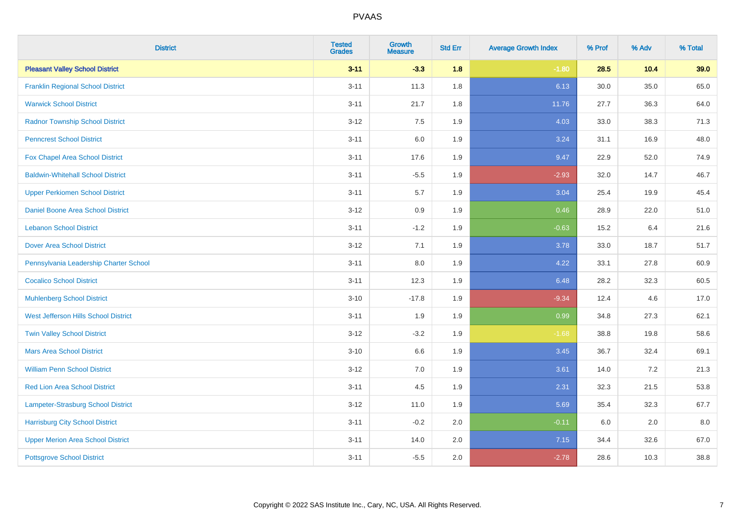| District | Tested Grades | Growth Measure | Std Err | Average Growth Index | % Prof | % Adv | % Total |
|---|---|---|---|---|---|---|---|
| **Pleasant Valley School District** | **3-11** | **-3.3** | **1.8** | **-1.80** | **28.5** | **10.4** | **39.0** |
| Franklin Regional School District | 3-11 | 11.3 | 1.8 | 6.13 | 30.0 | 35.0 | 65.0 |
| Warwick School District | 3-11 | 21.7 | 1.8 | 11.76 | 27.7 | 36.3 | 64.0 |
| Radnor Township School District | 3-12 | 7.5 | 1.9 | 4.03 | 33.0 | 38.3 | 71.3 |
| Penncrest School District | 3-11 | 6.0 | 1.9 | 3.24 | 31.1 | 16.9 | 48.0 |
| Fox Chapel Area School District | 3-11 | 17.6 | 1.9 | 9.47 | 22.9 | 52.0 | 74.9 |
| Baldwin-Whitehall School District | 3-11 | -5.5 | 1.9 | -2.93 | 32.0 | 14.7 | 46.7 |
| Upper Perkiomen School District | 3-11 | 5.7 | 1.9 | 3.04 | 25.4 | 19.9 | 45.4 |
| Daniel Boone Area School District | 3-12 | 0.9 | 1.9 | 0.46 | 28.9 | 22.0 | 51.0 |
| Lebanon School District | 3-11 | -1.2 | 1.9 | -0.63 | 15.2 | 6.4 | 21.6 |
| Dover Area School District | 3-12 | 7.1 | 1.9 | 3.78 | 33.0 | 18.7 | 51.7 |
| Pennsylvania Leadership Charter School | 3-11 | 8.0 | 1.9 | 4.22 | 33.1 | 27.8 | 60.9 |
| Cocalico School District | 3-11 | 12.3 | 1.9 | 6.48 | 28.2 | 32.3 | 60.5 |
| Muhlenberg School District | 3-10 | -17.8 | 1.9 | -9.34 | 12.4 | 4.6 | 17.0 |
| West Jefferson Hills School District | 3-11 | 1.9 | 1.9 | 0.99 | 34.8 | 27.3 | 62.1 |
| Twin Valley School District | 3-12 | -3.2 | 1.9 | -1.68 | 38.8 | 19.8 | 58.6 |
| Mars Area School District | 3-10 | 6.6 | 1.9 | 3.45 | 36.7 | 32.4 | 69.1 |
| William Penn School District | 3-12 | 7.0 | 1.9 | 3.61 | 14.0 | 7.2 | 21.3 |
| Red Lion Area School District | 3-11 | 4.5 | 1.9 | 2.31 | 32.3 | 21.5 | 53.8 |
| Lampeter-Strasburg School District | 3-12 | 11.0 | 1.9 | 5.69 | 35.4 | 32.3 | 67.7 |
| Harrisburg City School District | 3-11 | -0.2 | 2.0 | -0.11 | 6.0 | 2.0 | 8.0 |
| Upper Merion Area School District | 3-11 | 14.0 | 2.0 | 7.15 | 34.4 | 32.6 | 67.0 |
| Pottsgrove School District | 3-11 | -5.5 | 2.0 | -2.78 | 28.6 | 10.3 | 38.8 |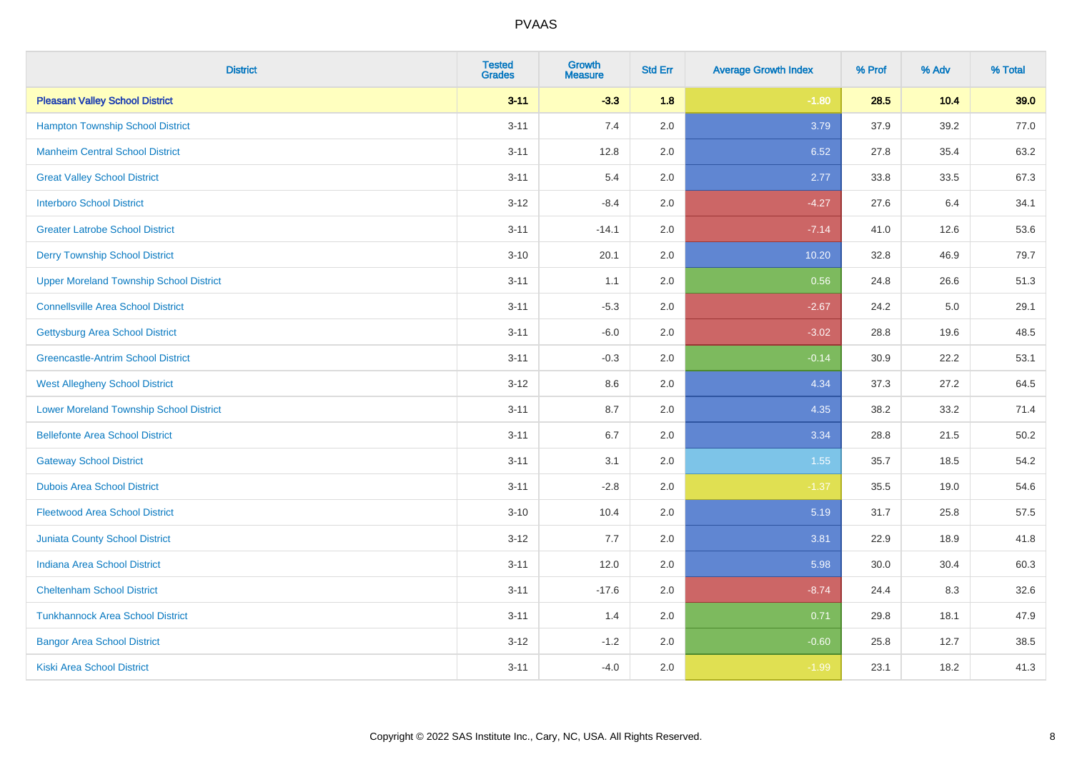# PVAAS

| District | Tested Grades | Growth Measure | Std Err | Average Growth Index | % Prof | % Adv | % Total |
|---|---|---|---|---|---|---|---|
| **Pleasant Valley School District** | **3-11** | **-3.3** | **1.8** | **-1.80** | **28.5** | **10.4** | **39.0** |
| Hampton Township School District | 3-11 | 7.4 | 2.0 | 3.79 | 37.9 | 39.2 | 77.0 |
| Manheim Central School District | 3-11 | 12.8 | 2.0 | 6.52 | 27.8 | 35.4 | 63.2 |
| Great Valley School District | 3-11 | 5.4 | 2.0 | 2.77 | 33.8 | 33.5 | 67.3 |
| Interboro School District | 3-12 | -8.4 | 2.0 | -4.27 | 27.6 | 6.4 | 34.1 |
| Greater Latrobe School District | 3-11 | -14.1 | 2.0 | -7.14 | 41.0 | 12.6 | 53.6 |
| Derry Township School District | 3-10 | 20.1 | 2.0 | 10.20 | 32.8 | 46.9 | 79.7 |
| Upper Moreland Township School District | 3-11 | 1.1 | 2.0 | 0.56 | 24.8 | 26.6 | 51.3 |
| Connellsville Area School District | 3-11 | -5.3 | 2.0 | -2.67 | 24.2 | 5.0 | 29.1 |
| Gettysburg Area School District | 3-11 | -6.0 | 2.0 | -3.02 | 28.8 | 19.6 | 48.5 |
| Greencastle-Antrim School District | 3-11 | -0.3 | 2.0 | -0.14 | 30.9 | 22.2 | 53.1 |
| West Allegheny School District | 3-12 | 8.6 | 2.0 | 4.34 | 37.3 | 27.2 | 64.5 |
| Lower Moreland Township School District | 3-11 | 8.7 | 2.0 | 4.35 | 38.2 | 33.2 | 71.4 |
| Bellefonte Area School District | 3-11 | 6.7 | 2.0 | 3.34 | 28.8 | 21.5 | 50.2 |
| Gateway School District | 3-11 | 3.1 | 2.0 | 1.55 | 35.7 | 18.5 | 54.2 |
| Dubois Area School District | 3-11 | -2.8 | 2.0 | -1.37 | 35.5 | 19.0 | 54.6 |
| Fleetwood Area School District | 3-10 | 10.4 | 2.0 | 5.19 | 31.7 | 25.8 | 57.5 |
| Juniata County School District | 3-12 | 7.7 | 2.0 | 3.81 | 22.9 | 18.9 | 41.8 |
| Indiana Area School District | 3-11 | 12.0 | 2.0 | 5.98 | 30.0 | 30.4 | 60.3 |
| Cheltenham School District | 3-11 | -17.6 | 2.0 | -8.74 | 24.4 | 8.3 | 32.6 |
| Tunkhannock Area School District | 3-11 | 1.4 | 2.0 | 0.71 | 29.8 | 18.1 | 47.9 |
| Bangor Area School District | 3-12 | -1.2 | 2.0 | -0.60 | 25.8 | 12.7 | 38.5 |
| Kiski Area School District | 3-11 | -4.0 | 2.0 | -1.99 | 23.1 | 18.2 | 41.3 |

Copyright © 2022 SAS Institute Inc., Cary, NC, USA. All Rights Reserved.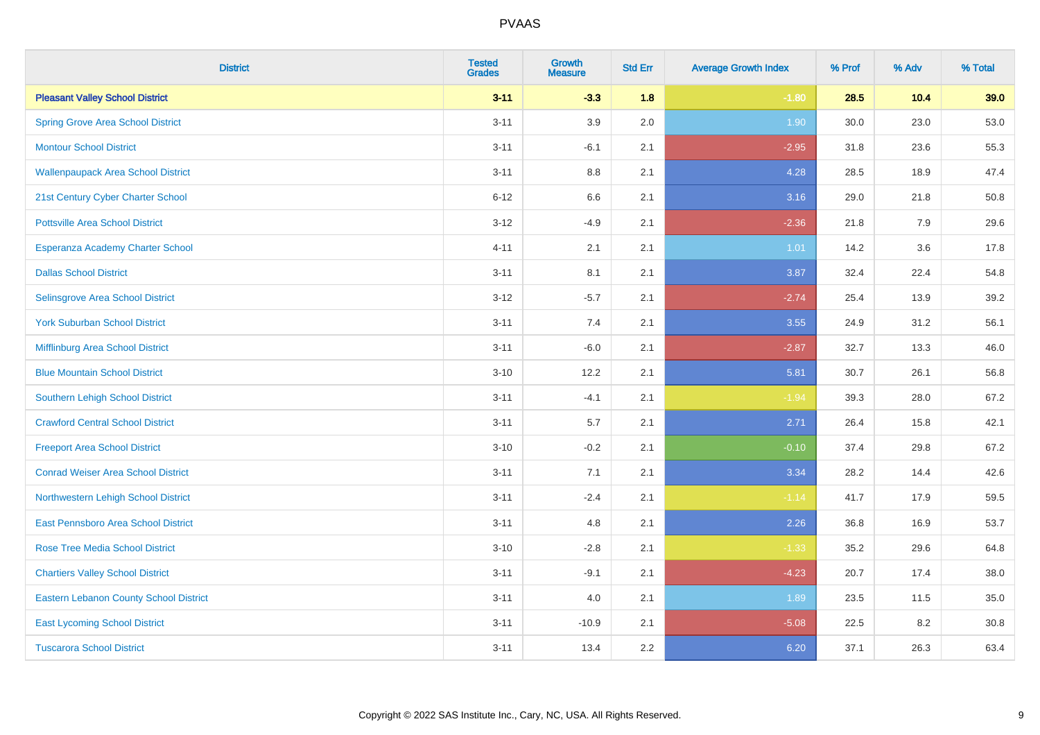# PVAAS

| District | Tested Grades | Growth Measure | Std Err | Average Growth Index | % Prof | % Adv | % Total |
|---|---|---|---|---|---|---|---|
| **Pleasant Valley School District** | **3-11** | **-3.3** | **1.8** | **-1.80** | **28.5** | **10.4** | **39.0** |
| Spring Grove Area School District | 3-11 | 3.9 | 2.0 | 1.90 | 30.0 | 23.0 | 53.0 |
| Montour School District | 3-11 | -6.1 | 2.1 | -2.95 | 31.8 | 23.6 | 55.3 |
| Wallenpaupack Area School District | 3-11 | 8.8 | 2.1 | 4.28 | 28.5 | 18.9 | 47.4 |
| 21st Century Cyber Charter School | 6-12 | 6.6 | 2.1 | 3.16 | 29.0 | 21.8 | 50.8 |
| Pottsville Area School District | 3-12 | -4.9 | 2.1 | -2.36 | 21.8 | 7.9 | 29.6 |
| Esperanza Academy Charter School | 4-11 | 2.1 | 2.1 | 1.01 | 14.2 | 3.6 | 17.8 |
| Dallas School District | 3-11 | 8.1 | 2.1 | 3.87 | 32.4 | 22.4 | 54.8 |
| Selinsgrove Area School District | 3-12 | -5.7 | 2.1 | -2.74 | 25.4 | 13.9 | 39.2 |
| York Suburban School District | 3-11 | 7.4 | 2.1 | 3.55 | 24.9 | 31.2 | 56.1 |
| Mifflinburg Area School District | 3-11 | -6.0 | 2.1 | -2.87 | 32.7 | 13.3 | 46.0 |
| Blue Mountain School District | 3-10 | 12.2 | 2.1 | 5.81 | 30.7 | 26.1 | 56.8 |
| Southern Lehigh School District | 3-11 | -4.1 | 2.1 | -1.94 | 39.3 | 28.0 | 67.2 |
| Crawford Central School District | 3-11 | 5.7 | 2.1 | 2.71 | 26.4 | 15.8 | 42.1 |
| Freeport Area School District | 3-10 | -0.2 | 2.1 | -0.10 | 37.4 | 29.8 | 67.2 |
| Conrad Weiser Area School District | 3-11 | 7.1 | 2.1 | 3.34 | 28.2 | 14.4 | 42.6 |
| Northwestern Lehigh School District | 3-11 | -2.4 | 2.1 | -1.14 | 41.7 | 17.9 | 59.5 |
| East Pennsboro Area School District | 3-11 | 4.8 | 2.1 | 2.26 | 36.8 | 16.9 | 53.7 |
| Rose Tree Media School District | 3-10 | -2.8 | 2.1 | -1.33 | 35.2 | 29.6 | 64.8 |
| Chartiers Valley School District | 3-11 | -9.1 | 2.1 | -4.23 | 20.7 | 17.4 | 38.0 |
| Eastern Lebanon County School District | 3-11 | 4.0 | 2.1 | 1.89 | 23.5 | 11.5 | 35.0 |
| East Lycoming School District | 3-11 | -10.9 | 2.1 | -5.08 | 22.5 | 8.2 | 30.8 |
| Tuscarora School District | 3-11 | 13.4 | 2.2 | 6.20 | 37.1 | 26.3 | 63.4 |

Copyright © 2022 SAS Institute Inc., Cary, NC, USA. All Rights Reserved.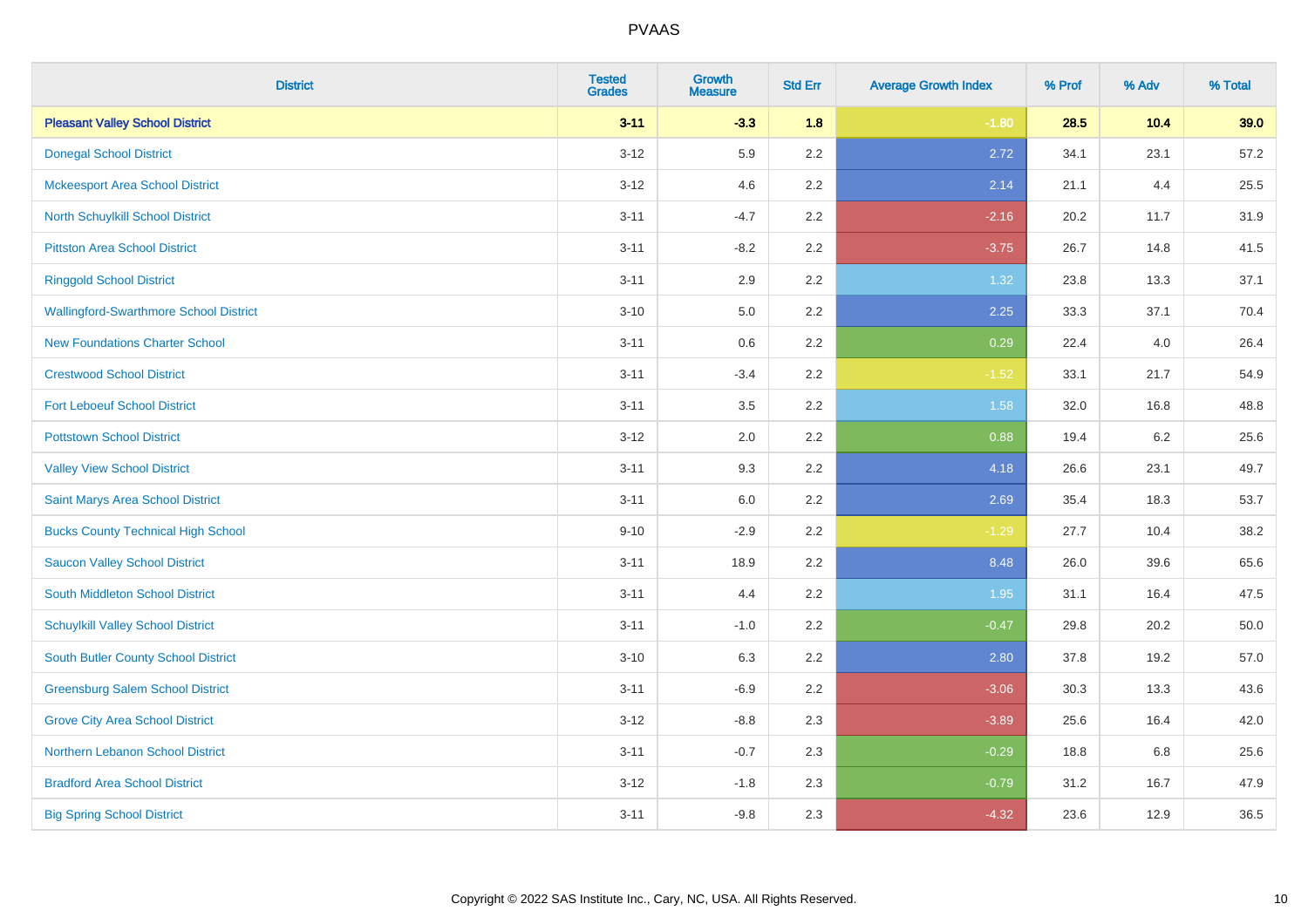PVAAS

| District | Tested Grades | Growth Measure | Std Err | Average Growth Index | % Prof | % Adv | % Total |
|---|---|---|---|---|---|---|---|
| **Pleasant Valley School District** | **3-11** | **-3.3** | **1.8** | **-1.80** | **28.5** | **10.4** | **39.0** |
| Donegal School District | 3-12 | 5.9 | 2.2 | 2.72 | 34.1 | 23.1 | 57.2 |
| Mckeesport Area School District | 3-12 | 4.6 | 2.2 | 2.14 | 21.1 | 4.4 | 25.5 |
| North Schuylkill School District | 3-11 | -4.7 | 2.2 | -2.16 | 20.2 | 11.7 | 31.9 |
| Pittston Area School District | 3-11 | -8.2 | 2.2 | -3.75 | 26.7 | 14.8 | 41.5 |
| Ringgold School District | 3-11 | 2.9 | 2.2 | 1.32 | 23.8 | 13.3 | 37.1 |
| Wallingford-Swarthmore School District | 3-10 | 5.0 | 2.2 | 2.25 | 33.3 | 37.1 | 70.4 |
| New Foundations Charter School | 3-11 | 0.6 | 2.2 | 0.29 | 22.4 | 4.0 | 26.4 |
| Crestwood School District | 3-11 | -3.4 | 2.2 | -1.52 | 33.1 | 21.7 | 54.9 |
| Fort Leboeuf School District | 3-11 | 3.5 | 2.2 | 1.58 | 32.0 | 16.8 | 48.8 |
| Pottstown School District | 3-12 | 2.0 | 2.2 | 0.88 | 19.4 | 6.2 | 25.6 |
| Valley View School District | 3-11 | 9.3 | 2.2 | 4.18 | 26.6 | 23.1 | 49.7 |
| Saint Marys Area School District | 3-11 | 6.0 | 2.2 | 2.69 | 35.4 | 18.3 | 53.7 |
| Bucks County Technical High School | 9-10 | -2.9 | 2.2 | -1.29 | 27.7 | 10.4 | 38.2 |
| Saucon Valley School District | 3-11 | 18.9 | 2.2 | 8.48 | 26.0 | 39.6 | 65.6 |
| South Middleton School District | 3-11 | 4.4 | 2.2 | 1.95 | 31.1 | 16.4 | 47.5 |
| Schuylkill Valley School District | 3-11 | -1.0 | 2.2 | -0.47 | 29.8 | 20.2 | 50.0 |
| South Butler County School District | 3-10 | 6.3 | 2.2 | 2.80 | 37.8 | 19.2 | 57.0 |
| Greensburg Salem School District | 3-11 | -6.9 | 2.2 | -3.06 | 30.3 | 13.3 | 43.6 |
| Grove City Area School District | 3-12 | -8.8 | 2.3 | -3.89 | 25.6 | 16.4 | 42.0 |
| Northern Lebanon School District | 3-11 | -0.7 | 2.3 | -0.29 | 18.8 | 6.8 | 25.6 |
| Bradford Area School District | 3-12 | -1.8 | 2.3 | -0.79 | 31.2 | 16.7 | 47.9 |
| Big Spring School District | 3-11 | -9.8 | 2.3 | -4.32 | 23.6 | 12.9 | 36.5 |

Copyright © 2022 SAS Institute Inc., Cary, NC, USA. All Rights Reserved.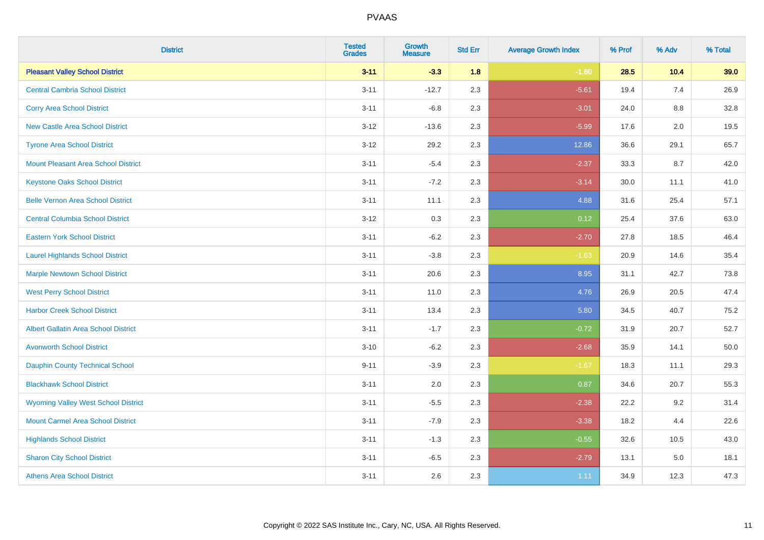# PVAAS

| District | Tested Grades | Growth Measure | Std Err | Average Growth Index | % Prof | % Adv | % Total |
|---|---|---|---|---|---|---|---|
| **Pleasant Valley School District** | **3-11** | **-3.3** | **1.8** | **-1.80** | **28.5** | **10.4** | **39.0** |
| Central Cambria School District | 3-11 | -12.7 | 2.3 | -5.61 | 19.4 | 7.4 | 26.9 |
| Corry Area School District | 3-11 | -6.8 | 2.3 | -3.01 | 24.0 | 8.8 | 32.8 |
| New Castle Area School District | 3-12 | -13.6 | 2.3 | -5.99 | 17.6 | 2.0 | 19.5 |
| Tyrone Area School District | 3-12 | 29.2 | 2.3 | 12.86 | 36.6 | 29.1 | 65.7 |
| Mount Pleasant Area School District | 3-11 | -5.4 | 2.3 | -2.37 | 33.3 | 8.7 | 42.0 |
| Keystone Oaks School District | 3-11 | -7.2 | 2.3 | -3.14 | 30.0 | 11.1 | 41.0 |
| Belle Vernon Area School District | 3-11 | 11.1 | 2.3 | 4.88 | 31.6 | 25.4 | 57.1 |
| Central Columbia School District | 3-12 | 0.3 | 2.3 | 0.12 | 25.4 | 37.6 | 63.0 |
| Eastern York School District | 3-11 | -6.2 | 2.3 | -2.70 | 27.8 | 18.5 | 46.4 |
| Laurel Highlands School District | 3-11 | -3.8 | 2.3 | -1.63 | 20.9 | 14.6 | 35.4 |
| Marple Newtown School District | 3-11 | 20.6 | 2.3 | 8.95 | 31.1 | 42.7 | 73.8 |
| West Perry School District | 3-11 | 11.0 | 2.3 | 4.76 | 26.9 | 20.5 | 47.4 |
| Harbor Creek School District | 3-11 | 13.4 | 2.3 | 5.80 | 34.5 | 40.7 | 75.2 |
| Albert Gallatin Area School District | 3-11 | -1.7 | 2.3 | -0.72 | 31.9 | 20.7 | 52.7 |
| Avonworth School District | 3-10 | -6.2 | 2.3 | -2.68 | 35.9 | 14.1 | 50.0 |
| Dauphin County Technical School | 9-11 | -3.9 | 2.3 | -1.67 | 18.3 | 11.1 | 29.3 |
| Blackhawk School District | 3-11 | 2.0 | 2.3 | 0.87 | 34.6 | 20.7 | 55.3 |
| Wyoming Valley West School District | 3-11 | -5.5 | 2.3 | -2.38 | 22.2 | 9.2 | 31.4 |
| Mount Carmel Area School District | 3-11 | -7.9 | 2.3 | -3.38 | 18.2 | 4.4 | 22.6 |
| Highlands School District | 3-11 | -1.3 | 2.3 | -0.55 | 32.6 | 10.5 | 43.0 |
| Sharon City School District | 3-11 | -6.5 | 2.3 | -2.79 | 13.1 | 5.0 | 18.1 |
| Athens Area School District | 3-11 | 2.6 | 2.3 | 1.11 | 34.9 | 12.3 | 47.3 |

Copyright © 2022 SAS Institute Inc., Cary, NC, USA. All Rights Reserved.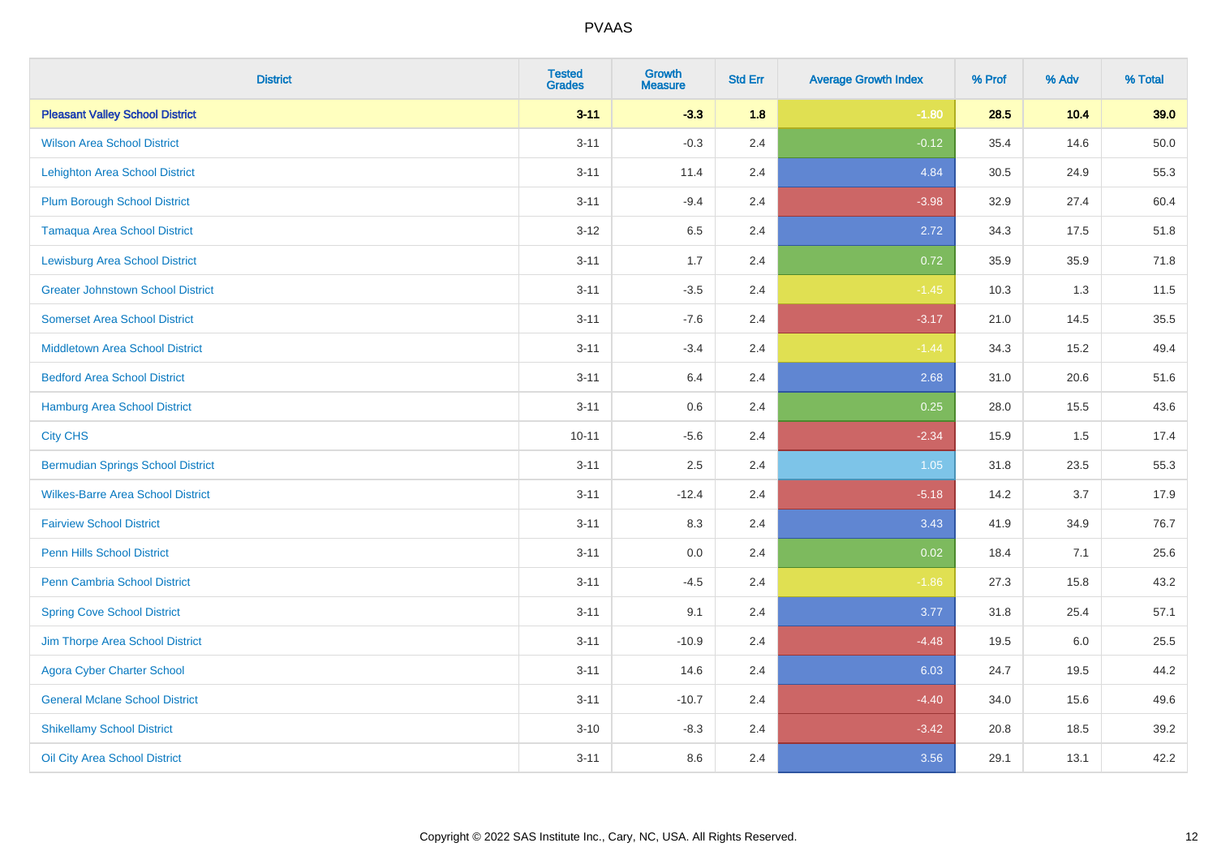# PVAAS

| District | Tested Grades | Growth Measure | Std Err | Average Growth Index | % Prof | % Adv | % Total |
|---|---|---|---|---|---|---|---|
| **Pleasant Valley School District** | **3-11** | **-3.3** | **1.8** | **-1.80** | **28.5** | **10.4** | **39.0** |
| Wilson Area School District | 3-11 | -0.3 | 2.4 | -0.12 | 35.4 | 14.6 | 50.0 |
| Lehighton Area School District | 3-11 | 11.4 | 2.4 | 4.84 | 30.5 | 24.9 | 55.3 |
| Plum Borough School District | 3-11 | -9.4 | 2.4 | -3.98 | 32.9 | 27.4 | 60.4 |
| Tamaqua Area School District | 3-12 | 6.5 | 2.4 | 2.72 | 34.3 | 17.5 | 51.8 |
| Lewisburg Area School District | 3-11 | 1.7 | 2.4 | 0.72 | 35.9 | 35.9 | 71.8 |
| Greater Johnstown School District | 3-11 | -3.5 | 2.4 | -1.45 | 10.3 | 1.3 | 11.5 |
| Somerset Area School District | 3-11 | -7.6 | 2.4 | -3.17 | 21.0 | 14.5 | 35.5 |
| Middletown Area School District | 3-11 | -3.4 | 2.4 | -1.44 | 34.3 | 15.2 | 49.4 |
| Bedford Area School District | 3-11 | 6.4 | 2.4 | 2.68 | 31.0 | 20.6 | 51.6 |
| Hamburg Area School District | 3-11 | 0.6 | 2.4 | 0.25 | 28.0 | 15.5 | 43.6 |
| City CHS | 10-11 | -5.6 | 2.4 | -2.34 | 15.9 | 1.5 | 17.4 |
| Bermudian Springs School District | 3-11 | 2.5 | 2.4 | 1.05 | 31.8 | 23.5 | 55.3 |
| Wilkes-Barre Area School District | 3-11 | -12.4 | 2.4 | -5.18 | 14.2 | 3.7 | 17.9 |
| Fairview School District | 3-11 | 8.3 | 2.4 | 3.43 | 41.9 | 34.9 | 76.7 |
| Penn Hills School District | 3-11 | 0.0 | 2.4 | 0.02 | 18.4 | 7.1 | 25.6 |
| Penn Cambria School District | 3-11 | -4.5 | 2.4 | -1.86 | 27.3 | 15.8 | 43.2 |
| Spring Cove School District | 3-11 | 9.1 | 2.4 | 3.77 | 31.8 | 25.4 | 57.1 |
| Jim Thorpe Area School District | 3-11 | -10.9 | 2.4 | -4.48 | 19.5 | 6.0 | 25.5 |
| Agora Cyber Charter School | 3-11 | 14.6 | 2.4 | 6.03 | 24.7 | 19.5 | 44.2 |
| General Mclane School District | 3-11 | -10.7 | 2.4 | -4.40 | 34.0 | 15.6 | 49.6 |
| Shikellamy School District | 3-10 | -8.3 | 2.4 | -3.42 | 20.8 | 18.5 | 39.2 |
| Oil City Area School District | 3-11 | 8.6 | 2.4 | 3.56 | 29.1 | 13.1 | 42.2 |

Copyright © 2022 SAS Institute Inc., Cary, NC, USA. All Rights Reserved.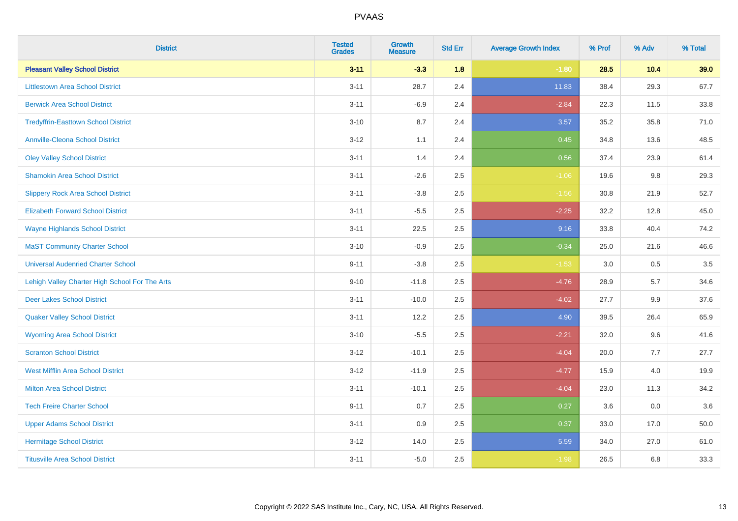# PVAAS

| District | Tested Grades | Growth Measure | Std Err | Average Growth Index | % Prof | % Adv | % Total |
|---|---|---|---|---|---|---|---|
| **Pleasant Valley School District** | **3-11** | **-3.3** | **1.8** | **-1.80** | **28.5** | **10.4** | **39.0** |
| Littlestown Area School District | 3-11 | 28.7 | 2.4 | 11.83 | 38.4 | 29.3 | 67.7 |
| Berwick Area School District | 3-11 | -6.9 | 2.4 | -2.84 | 22.3 | 11.5 | 33.8 |
| Tredyffrin-Easttown School District | 3-10 | 8.7 | 2.4 | 3.57 | 35.2 | 35.8 | 71.0 |
| Annville-Cleona School District | 3-12 | 1.1 | 2.4 | 0.45 | 34.8 | 13.6 | 48.5 |
| Oley Valley School District | 3-11 | 1.4 | 2.4 | 0.56 | 37.4 | 23.9 | 61.4 |
| Shamokin Area School District | 3-11 | -2.6 | 2.5 | -1.06 | 19.6 | 9.8 | 29.3 |
| Slippery Rock Area School District | 3-11 | -3.8 | 2.5 | -1.56 | 30.8 | 21.9 | 52.7 |
| Elizabeth Forward School District | 3-11 | -5.5 | 2.5 | -2.25 | 32.2 | 12.8 | 45.0 |
| Wayne Highlands School District | 3-11 | 22.5 | 2.5 | 9.16 | 33.8 | 40.4 | 74.2 |
| MaST Community Charter School | 3-10 | -0.9 | 2.5 | -0.34 | 25.0 | 21.6 | 46.6 |
| Universal Audenried Charter School | 9-11 | -3.8 | 2.5 | -1.53 | 3.0 | 0.5 | 3.5 |
| Lehigh Valley Charter High School For The Arts | 9-10 | -11.8 | 2.5 | -4.76 | 28.9 | 5.7 | 34.6 |
| Deer Lakes School District | 3-11 | -10.0 | 2.5 | -4.02 | 27.7 | 9.9 | 37.6 |
| Quaker Valley School District | 3-11 | 12.2 | 2.5 | 4.90 | 39.5 | 26.4 | 65.9 |
| Wyoming Area School District | 3-10 | -5.5 | 2.5 | -2.21 | 32.0 | 9.6 | 41.6 |
| Scranton School District | 3-12 | -10.1 | 2.5 | -4.04 | 20.0 | 7.7 | 27.7 |
| West Mifflin Area School District | 3-12 | -11.9 | 2.5 | -4.77 | 15.9 | 4.0 | 19.9 |
| Milton Area School District | 3-11 | -10.1 | 2.5 | -4.04 | 23.0 | 11.3 | 34.2 |
| Tech Freire Charter School | 9-11 | 0.7 | 2.5 | 0.27 | 3.6 | 0.0 | 3.6 |
| Upper Adams School District | 3-11 | 0.9 | 2.5 | 0.37 | 33.0 | 17.0 | 50.0 |
| Hermitage School District | 3-12 | 14.0 | 2.5 | 5.59 | 34.0 | 27.0 | 61.0 |
| Titusville Area School District | 3-11 | -5.0 | 2.5 | -1.98 | 26.5 | 6.8 | 33.3 |

Copyright © 2022 SAS Institute Inc., Cary, NC, USA. All Rights Reserved.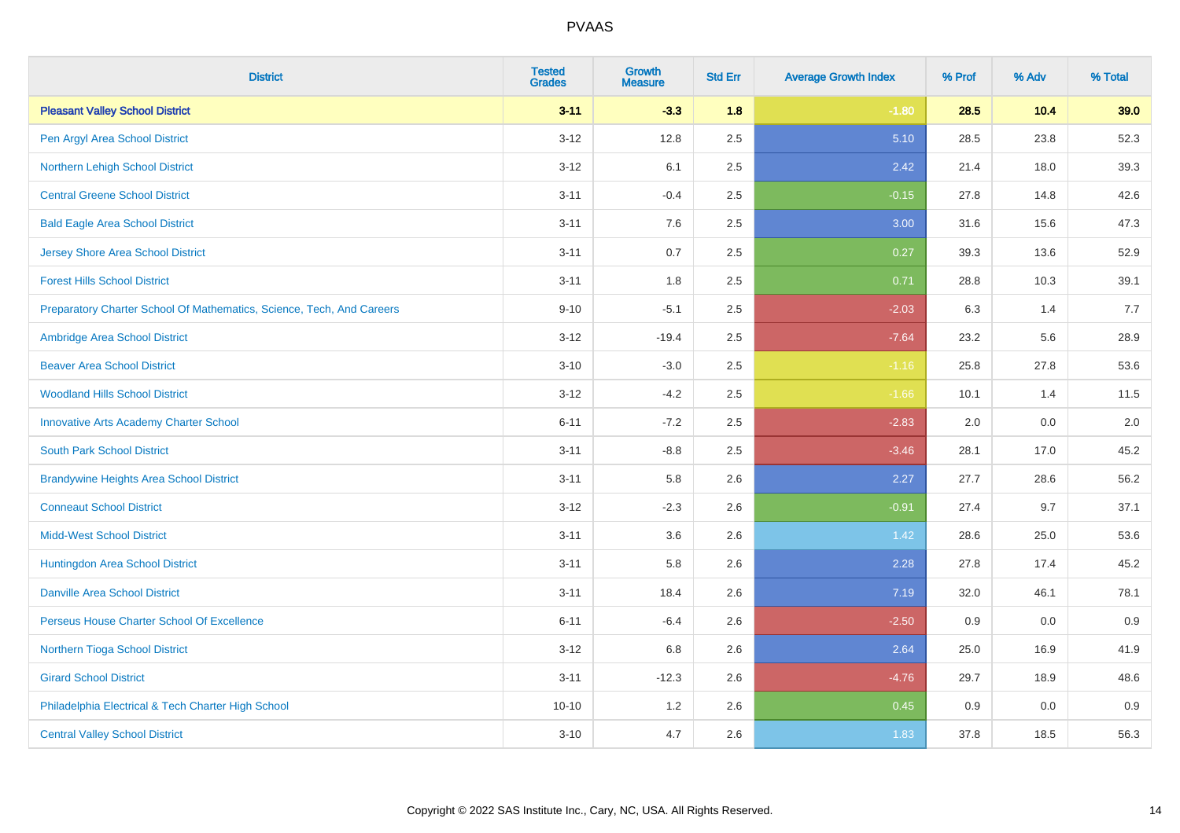# PVAAS

| District | Tested Grades | Growth Measure | Std Err | Average Growth Index | % Prof | % Adv | % Total |
|---|---|---|---|---|---|---|---|
| **Pleasant Valley School District** | **3-11** | **-3.3** | **1.8** | **-1.80** | **28.5** | **10.4** | **39.0** |
| Pen Argyl Area School District | 3-12 | 12.8 | 2.5 | 5.10 | 28.5 | 23.8 | 52.3 |
| Northern Lehigh School District | 3-12 | 6.1 | 2.5 | 2.42 | 21.4 | 18.0 | 39.3 |
| Central Greene School District | 3-11 | -0.4 | 2.5 | -0.15 | 27.8 | 14.8 | 42.6 |
| Bald Eagle Area School District | 3-11 | 7.6 | 2.5 | 3.00 | 31.6 | 15.6 | 47.3 |
| Jersey Shore Area School District | 3-11 | 0.7 | 2.5 | 0.27 | 39.3 | 13.6 | 52.9 |
| Forest Hills School District | 3-11 | 1.8 | 2.5 | 0.71 | 28.8 | 10.3 | 39.1 |
| Preparatory Charter School Of Mathematics, Science, Tech, And Careers | 9-10 | -5.1 | 2.5 | -2.03 | 6.3 | 1.4 | 7.7 |
| Ambridge Area School District | 3-12 | -19.4 | 2.5 | -7.64 | 23.2 | 5.6 | 28.9 |
| Beaver Area School District | 3-10 | -3.0 | 2.5 | -1.16 | 25.8 | 27.8 | 53.6 |
| Woodland Hills School District | 3-12 | -4.2 | 2.5 | -1.66 | 10.1 | 1.4 | 11.5 |
| Innovative Arts Academy Charter School | 6-11 | -7.2 | 2.5 | -2.83 | 2.0 | 0.0 | 2.0 |
| South Park School District | 3-11 | -8.8 | 2.5 | -3.46 | 28.1 | 17.0 | 45.2 |
| Brandywine Heights Area School District | 3-11 | 5.8 | 2.6 | 2.27 | 27.7 | 28.6 | 56.2 |
| Conneaut School District | 3-12 | -2.3 | 2.6 | -0.91 | 27.4 | 9.7 | 37.1 |
| Midd-West School District | 3-11 | 3.6 | 2.6 | 1.42 | 28.6 | 25.0 | 53.6 |
| Huntingdon Area School District | 3-11 | 5.8 | 2.6 | 2.28 | 27.8 | 17.4 | 45.2 |
| Danville Area School District | 3-11 | 18.4 | 2.6 | 7.19 | 32.0 | 46.1 | 78.1 |
| Perseus House Charter School Of Excellence | 6-11 | -6.4 | 2.6 | -2.50 | 0.9 | 0.0 | 0.9 |
| Northern Tioga School District | 3-12 | 6.8 | 2.6 | 2.64 | 25.0 | 16.9 | 41.9 |
| Girard School District | 3-11 | -12.3 | 2.6 | -4.76 | 29.7 | 18.9 | 48.6 |
| Philadelphia Electrical & Tech Charter High School | 10-10 | 1.2 | 2.6 | 0.45 | 0.9 | 0.0 | 0.9 |
| Central Valley School District | 3-10 | 4.7 | 2.6 | 1.83 | 37.8 | 18.5 | 56.3 |

Copyright © 2022 SAS Institute Inc., Cary, NC, USA. All Rights Reserved.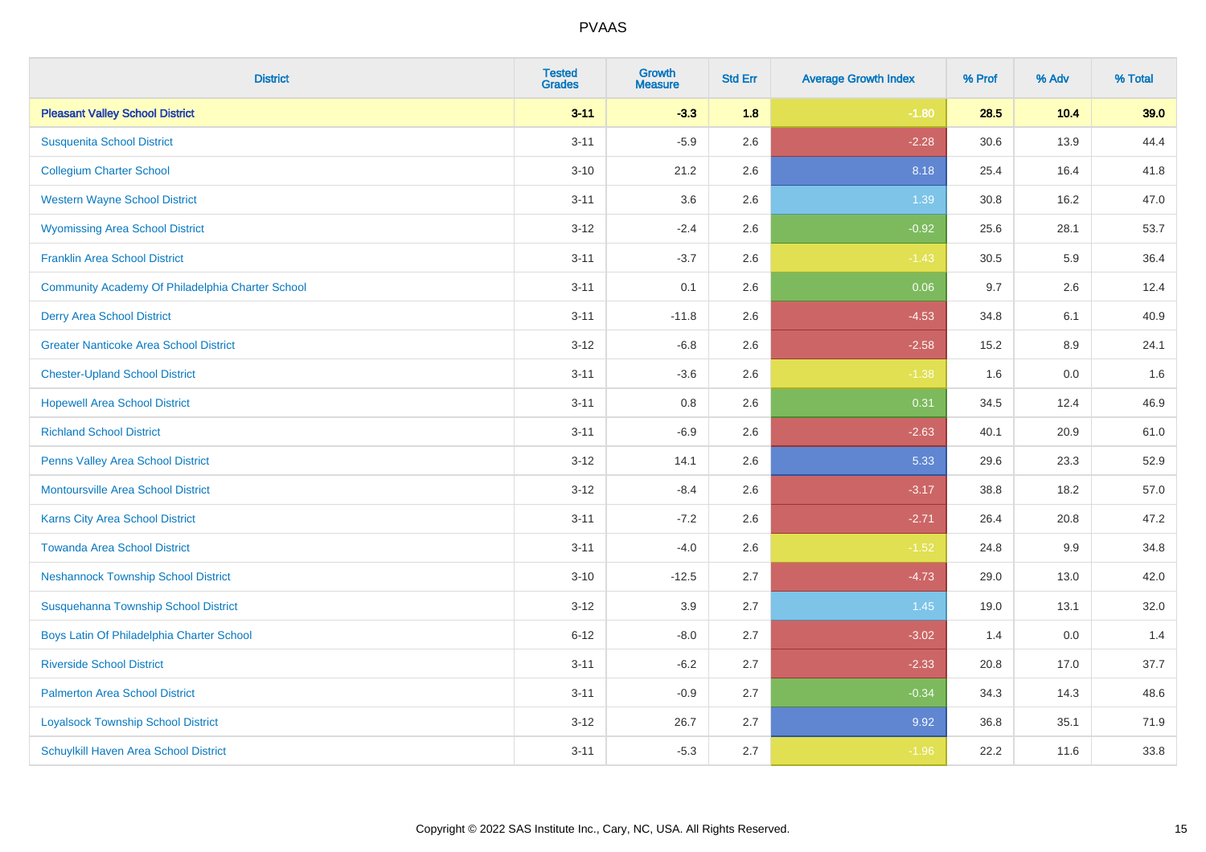PVAAS

| District | Tested Grades | Growth Measure | Std Err | Average Growth Index | % Prof | % Adv | % Total |
|---|---|---|---|---|---|---|---|
| **Pleasant Valley School District** | **3-11** | **-3.3** | **1.8** | **-1.80** | **28.5** | **10.4** | **39.0** |
| Susquenita School District | 3-11 | -5.9 | 2.6 | -2.28 | 30.6 | 13.9 | 44.4 |
| Collegium Charter School | 3-10 | 21.2 | 2.6 | 8.18 | 25.4 | 16.4 | 41.8 |
| Western Wayne School District | 3-11 | 3.6 | 2.6 | 1.39 | 30.8 | 16.2 | 47.0 |
| Wyomissing Area School District | 3-12 | -2.4 | 2.6 | -0.92 | 25.6 | 28.1 | 53.7 |
| Franklin Area School District | 3-11 | -3.7 | 2.6 | -1.43 | 30.5 | 5.9 | 36.4 |
| Community Academy Of Philadelphia Charter School | 3-11 | 0.1 | 2.6 | 0.06 | 9.7 | 2.6 | 12.4 |
| Derry Area School District | 3-11 | -11.8 | 2.6 | -4.53 | 34.8 | 6.1 | 40.9 |
| Greater Nanticoke Area School District | 3-12 | -6.8 | 2.6 | -2.58 | 15.2 | 8.9 | 24.1 |
| Chester-Upland School District | 3-11 | -3.6 | 2.6 | -1.38 | 1.6 | 0.0 | 1.6 |
| Hopewell Area School District | 3-11 | 0.8 | 2.6 | 0.31 | 34.5 | 12.4 | 46.9 |
| Richland School District | 3-11 | -6.9 | 2.6 | -2.63 | 40.1 | 20.9 | 61.0 |
| Penns Valley Area School District | 3-12 | 14.1 | 2.6 | 5.33 | 29.6 | 23.3 | 52.9 |
| Montoursville Area School District | 3-12 | -8.4 | 2.6 | -3.17 | 38.8 | 18.2 | 57.0 |
| Karns City Area School District | 3-11 | -7.2 | 2.6 | -2.71 | 26.4 | 20.8 | 47.2 |
| Towanda Area School District | 3-11 | -4.0 | 2.6 | -1.52 | 24.8 | 9.9 | 34.8 |
| Neshannock Township School District | 3-10 | -12.5 | 2.7 | -4.73 | 29.0 | 13.0 | 42.0 |
| Susquehanna Township School District | 3-12 | 3.9 | 2.7 | 1.45 | 19.0 | 13.1 | 32.0 |
| Boys Latin Of Philadelphia Charter School | 6-12 | -8.0 | 2.7 | -3.02 | 1.4 | 0.0 | 1.4 |
| Riverside School District | 3-11 | -6.2 | 2.7 | -2.33 | 20.8 | 17.0 | 37.7 |
| Palmerton Area School District | 3-11 | -0.9 | 2.7 | -0.34 | 34.3 | 14.3 | 48.6 |
| Loyalsock Township School District | 3-12 | 26.7 | 2.7 | 9.92 | 36.8 | 35.1 | 71.9 |
| Schuylkill Haven Area School District | 3-11 | -5.3 | 2.7 | -1.96 | 22.2 | 11.6 | 33.8 |

Copyright © 2022 SAS Institute Inc., Cary, NC, USA. All Rights Reserved.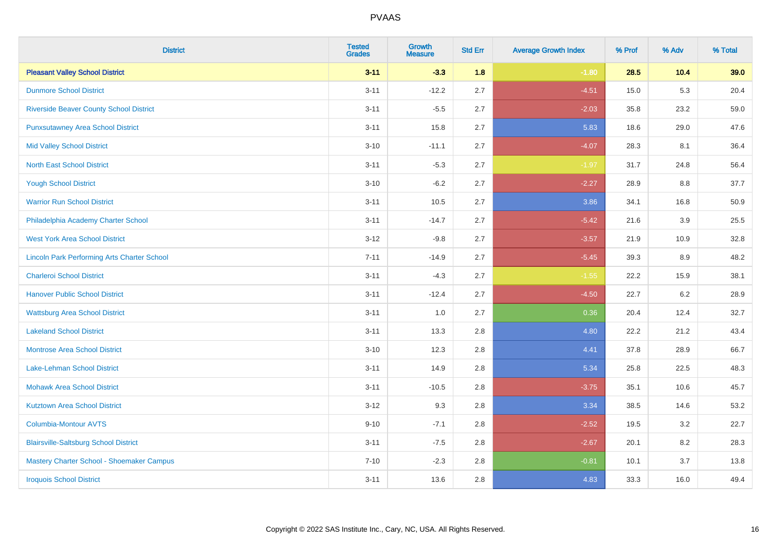| District | Tested Grades | Growth Measure | Std Err | Average Growth Index | % Prof | % Adv | % Total |
|---|---|---|---|---|---|---|---|
| **Pleasant Valley School District** | **3-11** | **-3.3** | **1.8** | **-1.80** | **28.5** | **10.4** | **39.0** |
| Dunmore School District | 3-11 | -12.2 | 2.7 | -4.51 | 15.0 | 5.3 | 20.4 |
| Riverside Beaver County School District | 3-11 | -5.5 | 2.7 | -2.03 | 35.8 | 23.2 | 59.0 |
| Punxsutawney Area School District | 3-11 | 15.8 | 2.7 | 5.83 | 18.6 | 29.0 | 47.6 |
| Mid Valley School District | 3-10 | -11.1 | 2.7 | -4.07 | 28.3 | 8.1 | 36.4 |
| North East School District | 3-11 | -5.3 | 2.7 | -1.97 | 31.7 | 24.8 | 56.4 |
| Yough School District | 3-10 | -6.2 | 2.7 | -2.27 | 28.9 | 8.8 | 37.7 |
| Warrior Run School District | 3-11 | 10.5 | 2.7 | 3.86 | 34.1 | 16.8 | 50.9 |
| Philadelphia Academy Charter School | 3-11 | -14.7 | 2.7 | -5.42 | 21.6 | 3.9 | 25.5 |
| West York Area School District | 3-12 | -9.8 | 2.7 | -3.57 | 21.9 | 10.9 | 32.8 |
| Lincoln Park Performing Arts Charter School | 7-11 | -14.9 | 2.7 | -5.45 | 39.3 | 8.9 | 48.2 |
| Charleroi School District | 3-11 | -4.3 | 2.7 | -1.55 | 22.2 | 15.9 | 38.1 |
| Hanover Public School District | 3-11 | -12.4 | 2.7 | -4.50 | 22.7 | 6.2 | 28.9 |
| Wattsburg Area School District | 3-11 | 1.0 | 2.7 | 0.36 | 20.4 | 12.4 | 32.7 |
| Lakeland School District | 3-11 | 13.3 | 2.8 | 4.80 | 22.2 | 21.2 | 43.4 |
| Montrose Area School District | 3-10 | 12.3 | 2.8 | 4.41 | 37.8 | 28.9 | 66.7 |
| Lake-Lehman School District | 3-11 | 14.9 | 2.8 | 5.34 | 25.8 | 22.5 | 48.3 |
| Mohawk Area School District | 3-11 | -10.5 | 2.8 | -3.75 | 35.1 | 10.6 | 45.7 |
| Kutztown Area School District | 3-12 | 9.3 | 2.8 | 3.34 | 38.5 | 14.6 | 53.2 |
| Columbia-Montour AVTS | 9-10 | -7.1 | 2.8 | -2.52 | 19.5 | 3.2 | 22.7 |
| Blairsville-Saltsburg School District | 3-11 | -7.5 | 2.8 | -2.67 | 20.1 | 8.2 | 28.3 |
| Mastery Charter School - Shoemaker Campus | 7-10 | -2.3 | 2.8 | -0.81 | 10.1 | 3.7 | 13.8 |
| Iroquois School District | 3-11 | 13.6 | 2.8 | 4.83 | 33.3 | 16.0 | 49.4 |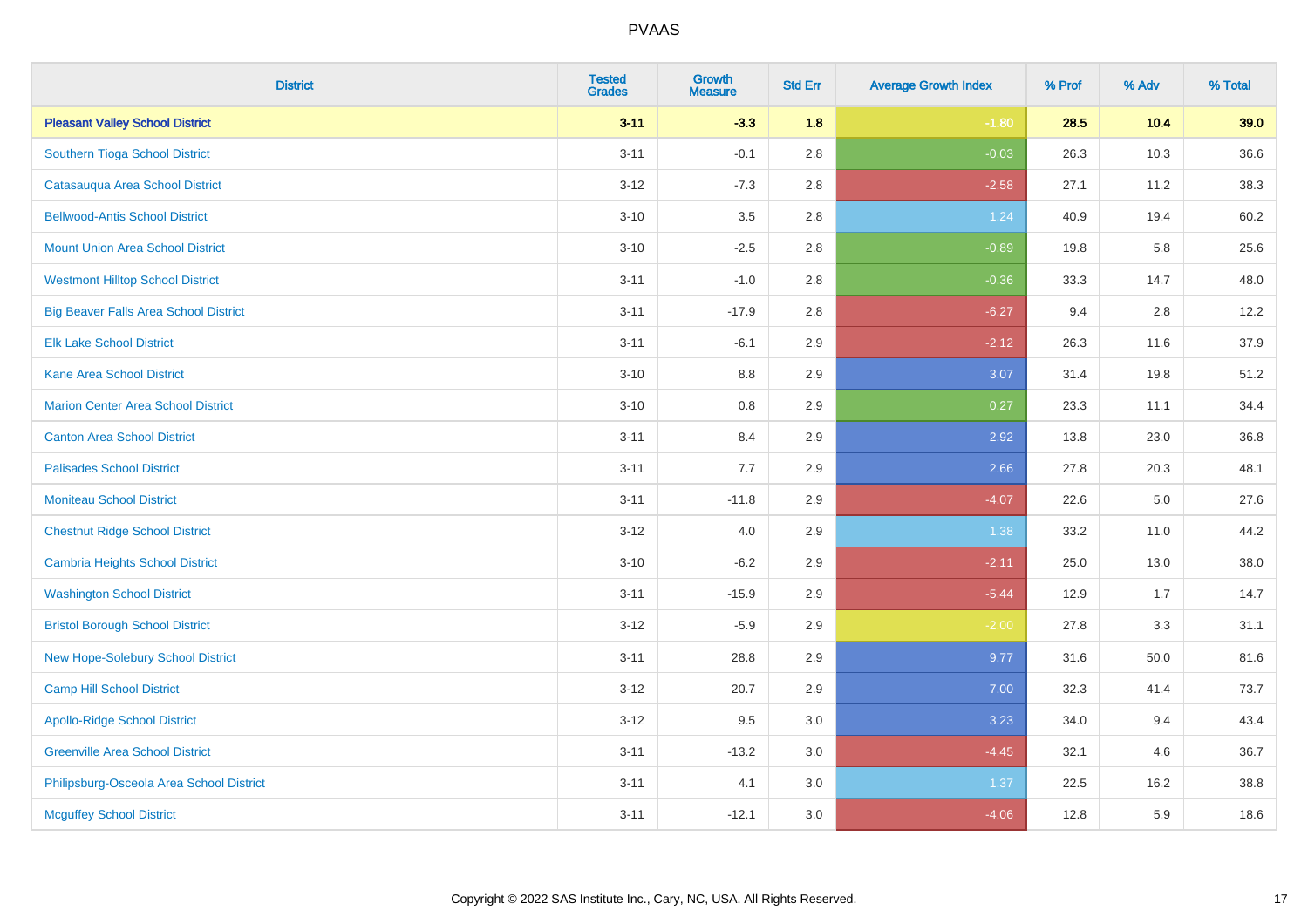# PVAAS

| District | Tested Grades | Growth Measure | Std Err | Average Growth Index | % Prof | % Adv | % Total |
|---|---|---|---|---|---|---|---|
| **Pleasant Valley School District** | **3-11** | **-3.3** | **1.8** | **-1.80** | **28.5** | **10.4** | **39.0** |
| Southern Tioga School District | 3-11 | -0.1 | 2.8 | -0.03 | 26.3 | 10.3 | 36.6 |
| Catasauqua Area School District | 3-12 | -7.3 | 2.8 | -2.58 | 27.1 | 11.2 | 38.3 |
| Bellwood-Antis School District | 3-10 | 3.5 | 2.8 | 1.24 | 40.9 | 19.4 | 60.2 |
| Mount Union Area School District | 3-10 | -2.5 | 2.8 | -0.89 | 19.8 | 5.8 | 25.6 |
| Westmont Hilltop School District | 3-11 | -1.0 | 2.8 | -0.36 | 33.3 | 14.7 | 48.0 |
| Big Beaver Falls Area School District | 3-11 | -17.9 | 2.8 | -6.27 | 9.4 | 2.8 | 12.2 |
| Elk Lake School District | 3-11 | -6.1 | 2.9 | -2.12 | 26.3 | 11.6 | 37.9 |
| Kane Area School District | 3-10 | 8.8 | 2.9 | 3.07 | 31.4 | 19.8 | 51.2 |
| Marion Center Area School District | 3-10 | 0.8 | 2.9 | 0.27 | 23.3 | 11.1 | 34.4 |
| Canton Area School District | 3-11 | 8.4 | 2.9 | 2.92 | 13.8 | 23.0 | 36.8 |
| Palisades School District | 3-11 | 7.7 | 2.9 | 2.66 | 27.8 | 20.3 | 48.1 |
| Moniteau School District | 3-11 | -11.8 | 2.9 | -4.07 | 22.6 | 5.0 | 27.6 |
| Chestnut Ridge School District | 3-12 | 4.0 | 2.9 | 1.38 | 33.2 | 11.0 | 44.2 |
| Cambria Heights School District | 3-10 | -6.2 | 2.9 | -2.11 | 25.0 | 13.0 | 38.0 |
| Washington School District | 3-11 | -15.9 | 2.9 | -5.44 | 12.9 | 1.7 | 14.7 |
| Bristol Borough School District | 3-12 | -5.9 | 2.9 | -2.00 | 27.8 | 3.3 | 31.1 |
| New Hope-Solebury School District | 3-11 | 28.8 | 2.9 | 9.77 | 31.6 | 50.0 | 81.6 |
| Camp Hill School District | 3-12 | 20.7 | 2.9 | 7.00 | 32.3 | 41.4 | 73.7 |
| Apollo-Ridge School District | 3-12 | 9.5 | 3.0 | 3.23 | 34.0 | 9.4 | 43.4 |
| Greenville Area School District | 3-11 | -13.2 | 3.0 | -4.45 | 32.1 | 4.6 | 36.7 |
| Philipsburg-Osceola Area School District | 3-11 | 4.1 | 3.0 | 1.37 | 22.5 | 16.2 | 38.8 |
| Mcguffey School District | 3-11 | -12.1 | 3.0 | -4.06 | 12.8 | 5.9 | 18.6 |

Copyright © 2022 SAS Institute Inc., Cary, NC, USA. All Rights Reserved.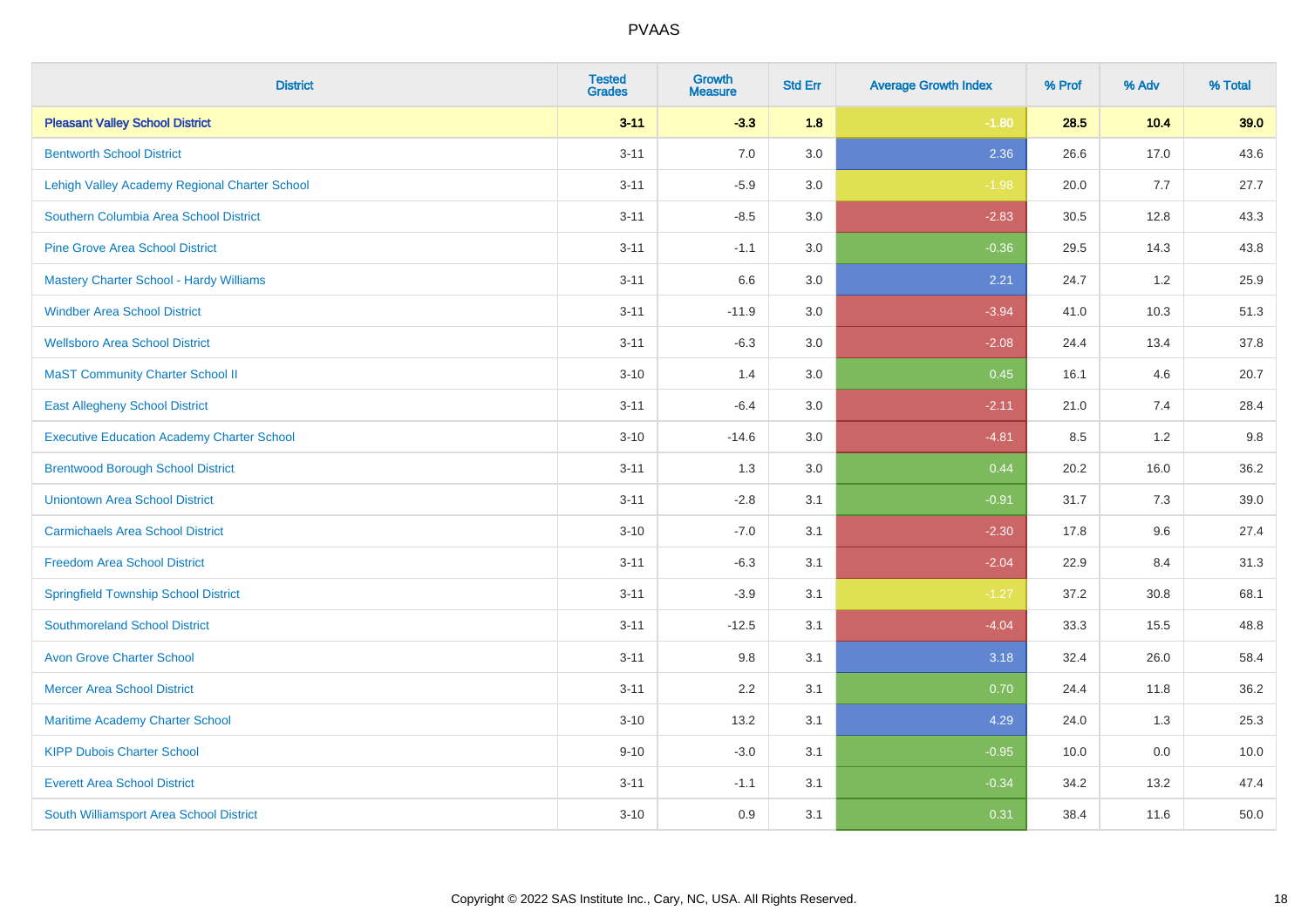# PVAAS

| District | Tested Grades | Growth Measure | Std Err | Average Growth Index | % Prof | % Adv | % Total |
|---|---|---|---|---|---|---|---|
| **Pleasant Valley School District** | **3-11** | **-3.3** | **1.8** | **-1.80** | **28.5** | **10.4** | **39.0** |
| Bentworth School District | 3-11 | 7.0 | 3.0 | 2.36 | 26.6 | 17.0 | 43.6 |
| Lehigh Valley Academy Regional Charter School | 3-11 | -5.9 | 3.0 | -1.98 | 20.0 | 7.7 | 27.7 |
| Southern Columbia Area School District | 3-11 | -8.5 | 3.0 | -2.83 | 30.5 | 12.8 | 43.3 |
| Pine Grove Area School District | 3-11 | -1.1 | 3.0 | -0.36 | 29.5 | 14.3 | 43.8 |
| Mastery Charter School - Hardy Williams | 3-11 | 6.6 | 3.0 | 2.21 | 24.7 | 1.2 | 25.9 |
| Windber Area School District | 3-11 | -11.9 | 3.0 | -3.94 | 41.0 | 10.3 | 51.3 |
| Wellsboro Area School District | 3-11 | -6.3 | 3.0 | -2.08 | 24.4 | 13.4 | 37.8 |
| MaST Community Charter School II | 3-10 | 1.4 | 3.0 | 0.45 | 16.1 | 4.6 | 20.7 |
| East Allegheny School District | 3-11 | -6.4 | 3.0 | -2.11 | 21.0 | 7.4 | 28.4 |
| Executive Education Academy Charter School | 3-10 | -14.6 | 3.0 | -4.81 | 8.5 | 1.2 | 9.8 |
| Brentwood Borough School District | 3-11 | 1.3 | 3.0 | 0.44 | 20.2 | 16.0 | 36.2 |
| Uniontown Area School District | 3-11 | -2.8 | 3.1 | -0.91 | 31.7 | 7.3 | 39.0 |
| Carmichaels Area School District | 3-10 | -7.0 | 3.1 | -2.30 | 17.8 | 9.6 | 27.4 |
| Freedom Area School District | 3-11 | -6.3 | 3.1 | -2.04 | 22.9 | 8.4 | 31.3 |
| Springfield Township School District | 3-11 | -3.9 | 3.1 | -1.27 | 37.2 | 30.8 | 68.1 |
| Southmoreland School District | 3-11 | -12.5 | 3.1 | -4.04 | 33.3 | 15.5 | 48.8 |
| Avon Grove Charter School | 3-11 | 9.8 | 3.1 | 3.18 | 32.4 | 26.0 | 58.4 |
| Mercer Area School District | 3-11 | 2.2 | 3.1 | 0.70 | 24.4 | 11.8 | 36.2 |
| Maritime Academy Charter School | 3-10 | 13.2 | 3.1 | 4.29 | 24.0 | 1.3 | 25.3 |
| KIPP Dubois Charter School | 9-10 | -3.0 | 3.1 | -0.95 | 10.0 | 0.0 | 10.0 |
| Everett Area School District | 3-11 | -1.1 | 3.1 | -0.34 | 34.2 | 13.2 | 47.4 |
| South Williamsport Area School District | 3-10 | 0.9 | 3.1 | 0.31 | 38.4 | 11.6 | 50.0 |

Copyright © 2022 SAS Institute Inc., Cary, NC, USA. All Rights Reserved.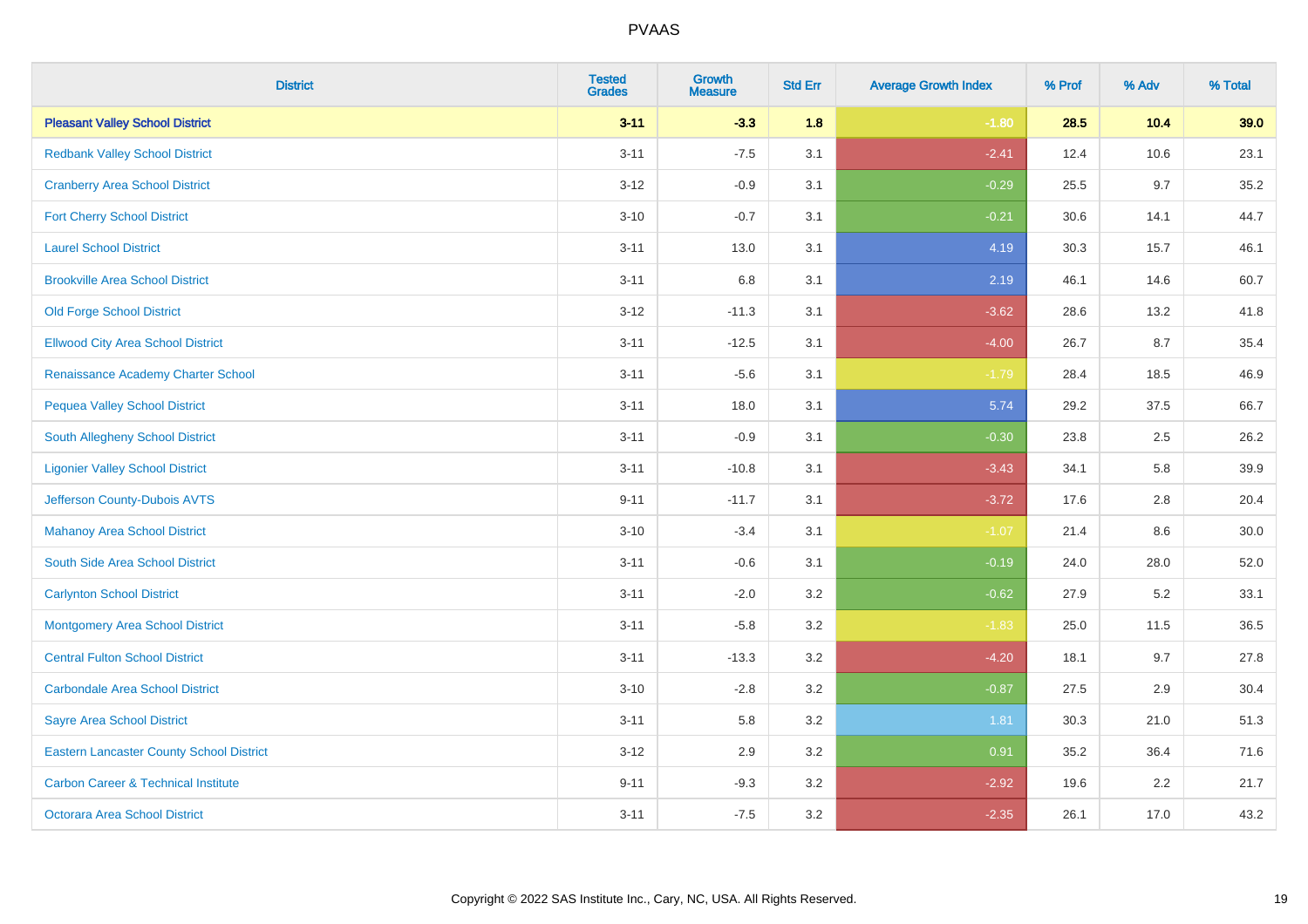# PVAAS

| District | Tested Grades | Growth Measure | Std Err | Average Growth Index | % Prof | % Adv | % Total |
|---|---|---|---|---|---|---|---|
| **Pleasant Valley School District** | **3-11** | **-3.3** | **1.8** | **-1.80** | **28.5** | **10.4** | **39.0** |
| Redbank Valley School District | 3-11 | -7.5 | 3.1 | -2.41 | 12.4 | 10.6 | 23.1 |
| Cranberry Area School District | 3-12 | -0.9 | 3.1 | -0.29 | 25.5 | 9.7 | 35.2 |
| Fort Cherry School District | 3-10 | -0.7 | 3.1 | -0.21 | 30.6 | 14.1 | 44.7 |
| Laurel School District | 3-11 | 13.0 | 3.1 | 4.19 | 30.3 | 15.7 | 46.1 |
| Brookville Area School District | 3-11 | 6.8 | 3.1 | 2.19 | 46.1 | 14.6 | 60.7 |
| Old Forge School District | 3-12 | -11.3 | 3.1 | -3.62 | 28.6 | 13.2 | 41.8 |
| Ellwood City Area School District | 3-11 | -12.5 | 3.1 | -4.00 | 26.7 | 8.7 | 35.4 |
| Renaissance Academy Charter School | 3-11 | -5.6 | 3.1 | -1.79 | 28.4 | 18.5 | 46.9 |
| Pequea Valley School District | 3-11 | 18.0 | 3.1 | 5.74 | 29.2 | 37.5 | 66.7 |
| South Allegheny School District | 3-11 | -0.9 | 3.1 | -0.30 | 23.8 | 2.5 | 26.2 |
| Ligonier Valley School District | 3-11 | -10.8 | 3.1 | -3.43 | 34.1 | 5.8 | 39.9 |
| Jefferson County-Dubois AVTS | 9-11 | -11.7 | 3.1 | -3.72 | 17.6 | 2.8 | 20.4 |
| Mahanoy Area School District | 3-10 | -3.4 | 3.1 | -1.07 | 21.4 | 8.6 | 30.0 |
| South Side Area School District | 3-11 | -0.6 | 3.1 | -0.19 | 24.0 | 28.0 | 52.0 |
| Carlynton School District | 3-11 | -2.0 | 3.2 | -0.62 | 27.9 | 5.2 | 33.1 |
| Montgomery Area School District | 3-11 | -5.8 | 3.2 | -1.83 | 25.0 | 11.5 | 36.5 |
| Central Fulton School District | 3-11 | -13.3 | 3.2 | -4.20 | 18.1 | 9.7 | 27.8 |
| Carbondale Area School District | 3-10 | -2.8 | 3.2 | -0.87 | 27.5 | 2.9 | 30.4 |
| Sayre Area School District | 3-11 | 5.8 | 3.2 | 1.81 | 30.3 | 21.0 | 51.3 |
| Eastern Lancaster County School District | 3-12 | 2.9 | 3.2 | 0.91 | 35.2 | 36.4 | 71.6 |
| Carbon Career & Technical Institute | 9-11 | -9.3 | 3.2 | -2.92 | 19.6 | 2.2 | 21.7 |
| Octorara Area School District | 3-11 | -7.5 | 3.2 | -2.35 | 26.1 | 17.0 | 43.2 |

Copyright © 2022 SAS Institute Inc., Cary, NC, USA. All Rights Reserved.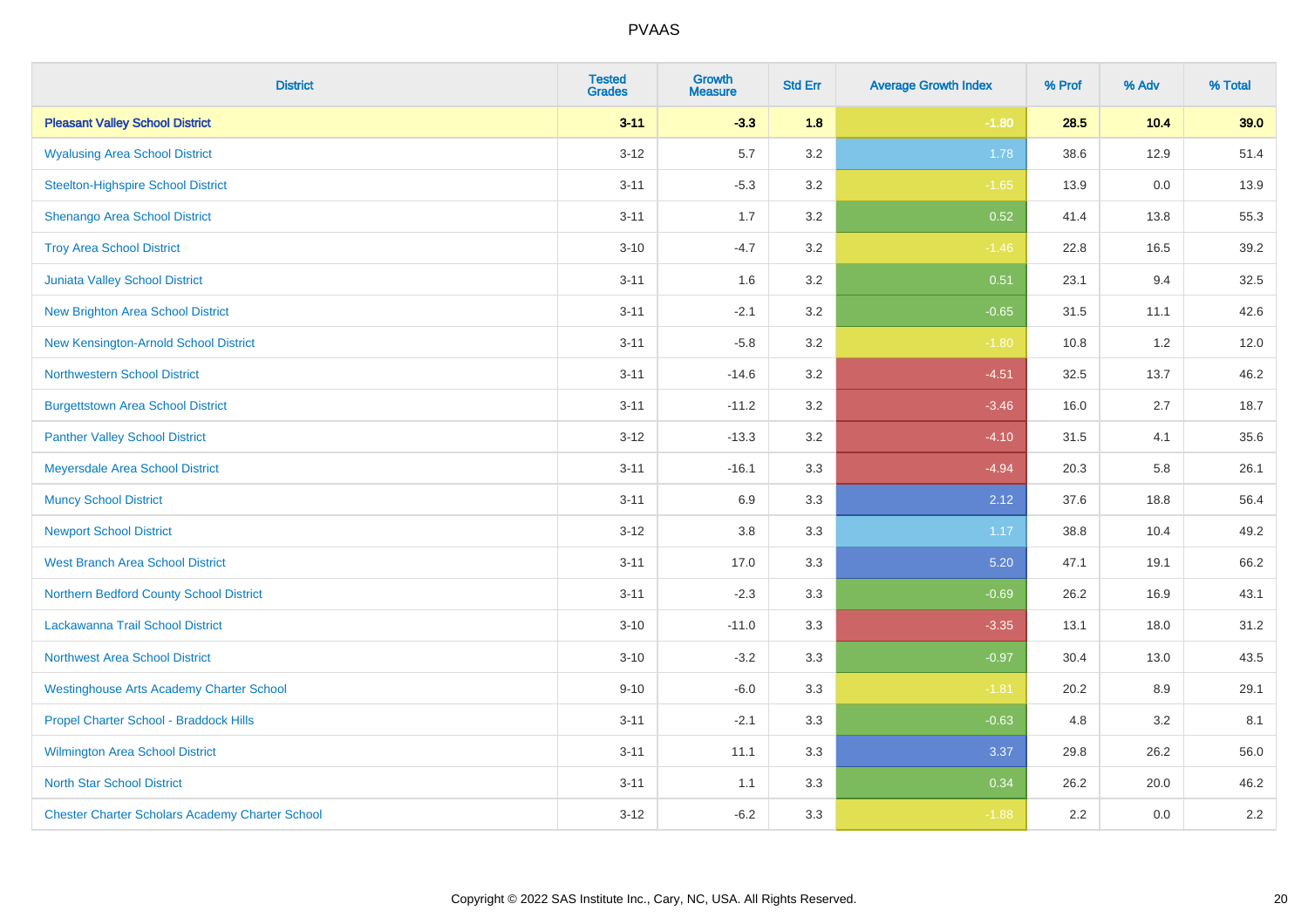| District | Tested Grades | Growth Measure | Std Err | Average Growth Index | % Prof | % Adv | % Total |
|---|---|---|---|---|---|---|---|
| **Pleasant Valley School District** | **3-11** | **-3.3** | **1.8** | **-1.80** | **28.5** | **10.4** | **39.0** |
| Wyalusing Area School District | 3-12 | 5.7 | 3.2 | 1.78 | 38.6 | 12.9 | 51.4 |
| Steelton-Highspire School District | 3-11 | -5.3 | 3.2 | -1.65 | 13.9 | 0.0 | 13.9 |
| Shenango Area School District | 3-11 | 1.7 | 3.2 | 0.52 | 41.4 | 13.8 | 55.3 |
| Troy Area School District | 3-10 | -4.7 | 3.2 | -1.46 | 22.8 | 16.5 | 39.2 |
| Juniata Valley School District | 3-11 | 1.6 | 3.2 | 0.51 | 23.1 | 9.4 | 32.5 |
| New Brighton Area School District | 3-11 | -2.1 | 3.2 | -0.65 | 31.5 | 11.1 | 42.6 |
| New Kensington-Arnold School District | 3-11 | -5.8 | 3.2 | -1.80 | 10.8 | 1.2 | 12.0 |
| Northwestern School District | 3-11 | -14.6 | 3.2 | -4.51 | 32.5 | 13.7 | 46.2 |
| Burgettstown Area School District | 3-11 | -11.2 | 3.2 | -3.46 | 16.0 | 2.7 | 18.7 |
| Panther Valley School District | 3-12 | -13.3 | 3.2 | -4.10 | 31.5 | 4.1 | 35.6 |
| Meyersdale Area School District | 3-11 | -16.1 | 3.3 | -4.94 | 20.3 | 5.8 | 26.1 |
| Muncy School District | 3-11 | 6.9 | 3.3 | 2.12 | 37.6 | 18.8 | 56.4 |
| Newport School District | 3-12 | 3.8 | 3.3 | 1.17 | 38.8 | 10.4 | 49.2 |
| West Branch Area School District | 3-11 | 17.0 | 3.3 | 5.20 | 47.1 | 19.1 | 66.2 |
| Northern Bedford County School District | 3-11 | -2.3 | 3.3 | -0.69 | 26.2 | 16.9 | 43.1 |
| Lackawanna Trail School District | 3-10 | -11.0 | 3.3 | -3.35 | 13.1 | 18.0 | 31.2 |
| Northwest Area School District | 3-10 | -3.2 | 3.3 | -0.97 | 30.4 | 13.0 | 43.5 |
| Westinghouse Arts Academy Charter School | 9-10 | -6.0 | 3.3 | -1.81 | 20.2 | 8.9 | 29.1 |
| Propel Charter School - Braddock Hills | 3-11 | -2.1 | 3.3 | -0.63 | 4.8 | 3.2 | 8.1 |
| Wilmington Area School District | 3-11 | 11.1 | 3.3 | 3.37 | 29.8 | 26.2 | 56.0 |
| North Star School District | 3-11 | 1.1 | 3.3 | 0.34 | 26.2 | 20.0 | 46.2 |
| Chester Charter Scholars Academy Charter School | 3-12 | -6.2 | 3.3 | -1.88 | 2.2 | 0.0 | 2.2 |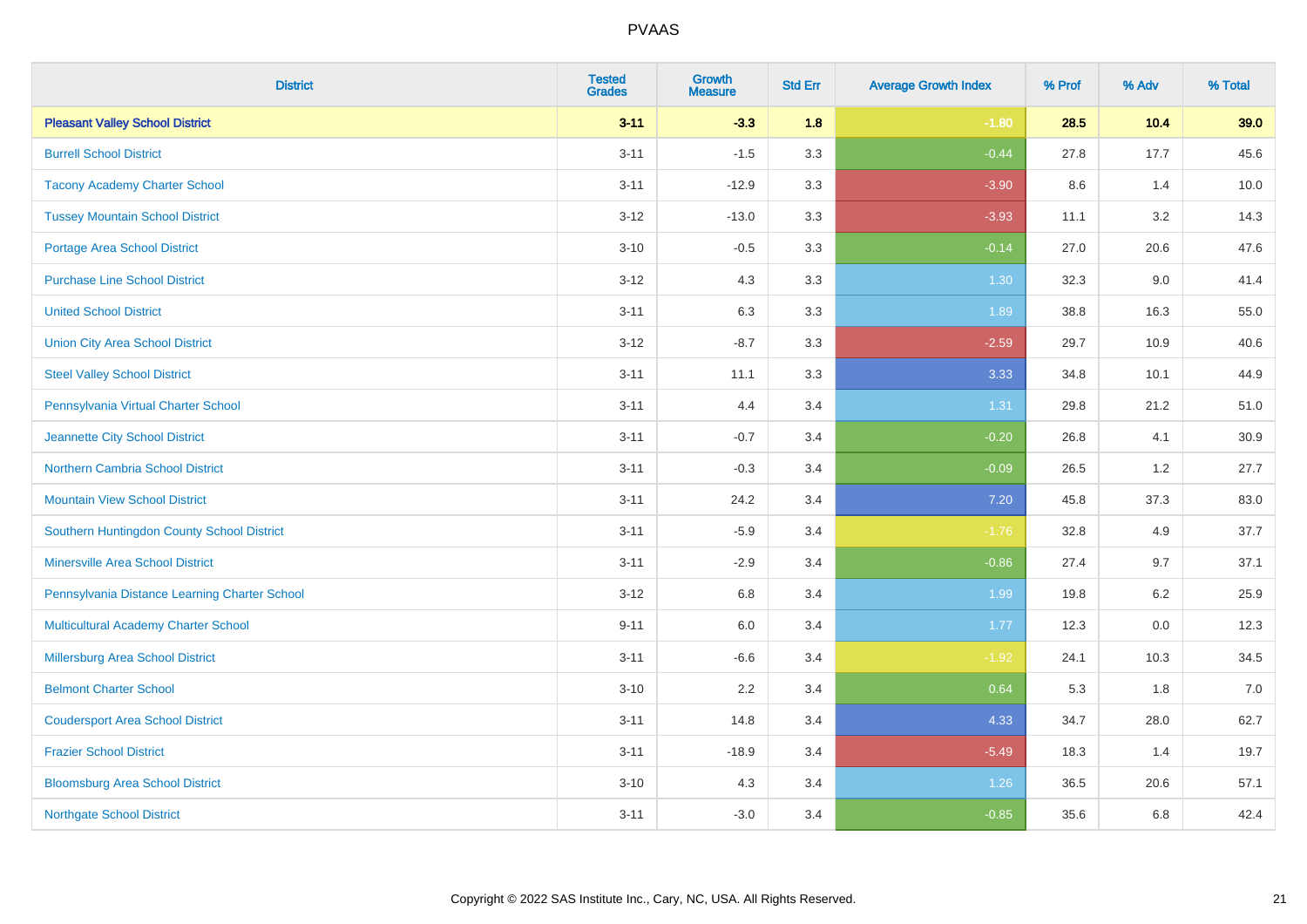# PVAAS

| District | Tested Grades | Growth Measure | Std Err | Average Growth Index | % Prof | % Adv | % Total |
|---|---|---|---|---|---|---|---|
| **Pleasant Valley School District** | **3-11** | **-3.3** | **1.8** | **-1.80** | **28.5** | **10.4** | **39.0** |
| Burrell School District | 3-11 | -1.5 | 3.3 | -0.44 | 27.8 | 17.7 | 45.6 |
| Tacony Academy Charter School | 3-11 | -12.9 | 3.3 | -3.90 | 8.6 | 1.4 | 10.0 |
| Tussey Mountain School District | 3-12 | -13.0 | 3.3 | -3.93 | 11.1 | 3.2 | 14.3 |
| Portage Area School District | 3-10 | -0.5 | 3.3 | -0.14 | 27.0 | 20.6 | 47.6 |
| Purchase Line School District | 3-12 | 4.3 | 3.3 | 1.30 | 32.3 | 9.0 | 41.4 |
| United School District | 3-11 | 6.3 | 3.3 | 1.89 | 38.8 | 16.3 | 55.0 |
| Union City Area School District | 3-12 | -8.7 | 3.3 | -2.59 | 29.7 | 10.9 | 40.6 |
| Steel Valley School District | 3-11 | 11.1 | 3.3 | 3.33 | 34.8 | 10.1 | 44.9 |
| Pennsylvania Virtual Charter School | 3-11 | 4.4 | 3.4 | 1.31 | 29.8 | 21.2 | 51.0 |
| Jeannette City School District | 3-11 | -0.7 | 3.4 | -0.20 | 26.8 | 4.1 | 30.9 |
| Northern Cambria School District | 3-11 | -0.3 | 3.4 | -0.09 | 26.5 | 1.2 | 27.7 |
| Mountain View School District | 3-11 | 24.2 | 3.4 | 7.20 | 45.8 | 37.3 | 83.0 |
| Southern Huntingdon County School District | 3-11 | -5.9 | 3.4 | -1.76 | 32.8 | 4.9 | 37.7 |
| Minersville Area School District | 3-11 | -2.9 | 3.4 | -0.86 | 27.4 | 9.7 | 37.1 |
| Pennsylvania Distance Learning Charter School | 3-12 | 6.8 | 3.4 | 1.99 | 19.8 | 6.2 | 25.9 |
| Multicultural Academy Charter School | 9-11 | 6.0 | 3.4 | 1.77 | 12.3 | 0.0 | 12.3 |
| Millersburg Area School District | 3-11 | -6.6 | 3.4 | -1.92 | 24.1 | 10.3 | 34.5 |
| Belmont Charter School | 3-10 | 2.2 | 3.4 | 0.64 | 5.3 | 1.8 | 7.0 |
| Coudersport Area School District | 3-11 | 14.8 | 3.4 | 4.33 | 34.7 | 28.0 | 62.7 |
| Frazier School District | 3-11 | -18.9 | 3.4 | -5.49 | 18.3 | 1.4 | 19.7 |
| Bloomsburg Area School District | 3-10 | 4.3 | 3.4 | 1.26 | 36.5 | 20.6 | 57.1 |
| Northgate School District | 3-11 | -3.0 | 3.4 | -0.85 | 35.6 | 6.8 | 42.4 |

Copyright © 2022 SAS Institute Inc., Cary, NC, USA. All Rights Reserved.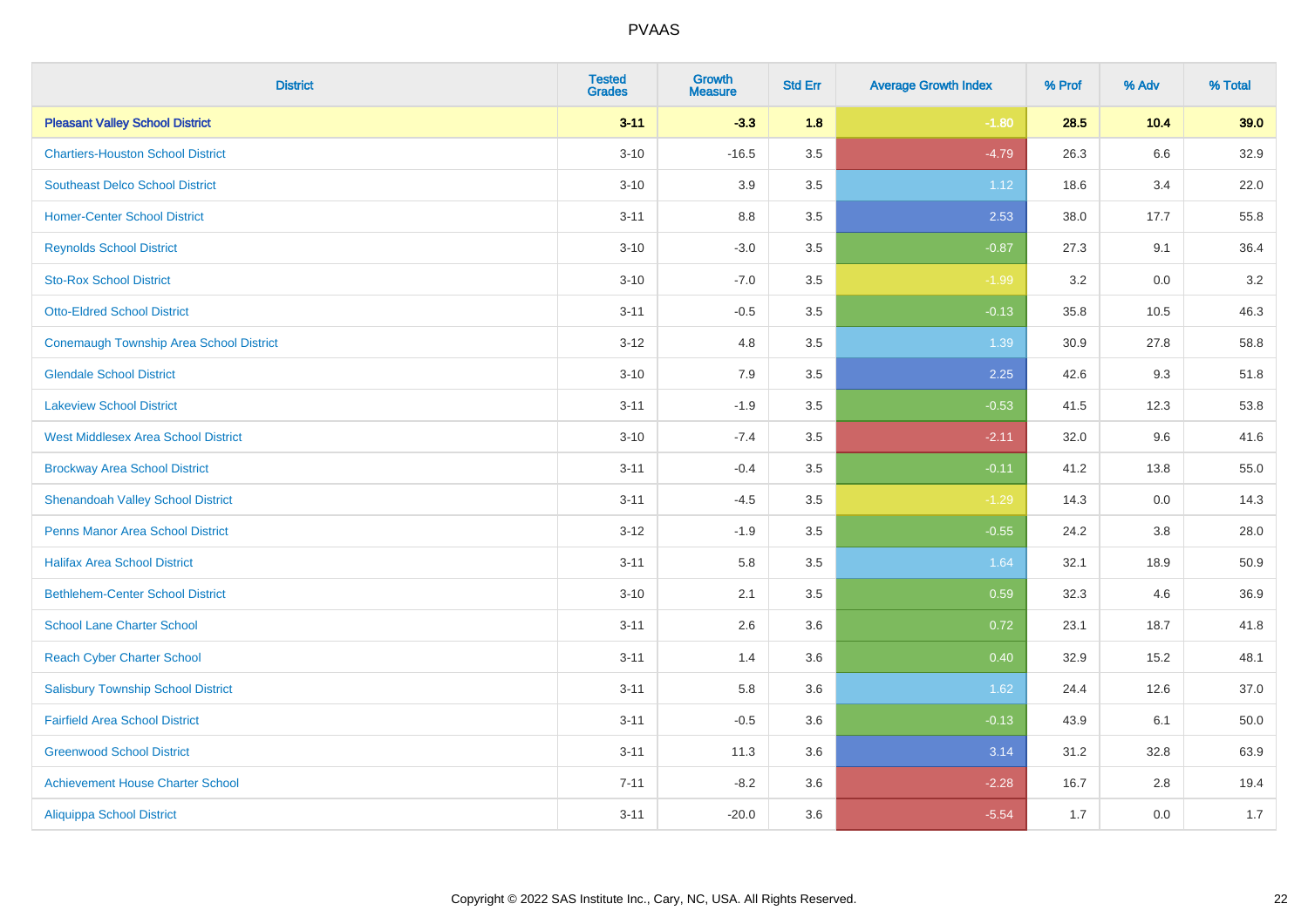# PVAAS

| District | Tested Grades | Growth Measure | Std Err | Average Growth Index | % Prof | % Adv | % Total |
|---|---|---|---|---|---|---|---|
| **Pleasant Valley School District** | **3-11** | **-3.3** | **1.8** | **-1.80** | **28.5** | **10.4** | **39.0** |
| Chartiers-Houston School District | 3-10 | -16.5 | 3.5 | -4.79 | 26.3 | 6.6 | 32.9 |
| Southeast Delco School District | 3-10 | 3.9 | 3.5 | 1.12 | 18.6 | 3.4 | 22.0 |
| Homer-Center School District | 3-11 | 8.8 | 3.5 | 2.53 | 38.0 | 17.7 | 55.8 |
| Reynolds School District | 3-10 | -3.0 | 3.5 | -0.87 | 27.3 | 9.1 | 36.4 |
| Sto-Rox School District | 3-10 | -7.0 | 3.5 | -1.99 | 3.2 | 0.0 | 3.2 |
| Otto-Eldred School District | 3-11 | -0.5 | 3.5 | -0.13 | 35.8 | 10.5 | 46.3 |
| Conemaugh Township Area School District | 3-12 | 4.8 | 3.5 | 1.39 | 30.9 | 27.8 | 58.8 |
| Glendale School District | 3-10 | 7.9 | 3.5 | 2.25 | 42.6 | 9.3 | 51.8 |
| Lakeview School District | 3-11 | -1.9 | 3.5 | -0.53 | 41.5 | 12.3 | 53.8 |
| West Middlesex Area School District | 3-10 | -7.4 | 3.5 | -2.11 | 32.0 | 9.6 | 41.6 |
| Brockway Area School District | 3-11 | -0.4 | 3.5 | -0.11 | 41.2 | 13.8 | 55.0 |
| Shenandoah Valley School District | 3-11 | -4.5 | 3.5 | -1.29 | 14.3 | 0.0 | 14.3 |
| Penns Manor Area School District | 3-12 | -1.9 | 3.5 | -0.55 | 24.2 | 3.8 | 28.0 |
| Halifax Area School District | 3-11 | 5.8 | 3.5 | 1.64 | 32.1 | 18.9 | 50.9 |
| Bethlehem-Center School District | 3-10 | 2.1 | 3.5 | 0.59 | 32.3 | 4.6 | 36.9 |
| School Lane Charter School | 3-11 | 2.6 | 3.6 | 0.72 | 23.1 | 18.7 | 41.8 |
| Reach Cyber Charter School | 3-11 | 1.4 | 3.6 | 0.40 | 32.9 | 15.2 | 48.1 |
| Salisbury Township School District | 3-11 | 5.8 | 3.6 | 1.62 | 24.4 | 12.6 | 37.0 |
| Fairfield Area School District | 3-11 | -0.5 | 3.6 | -0.13 | 43.9 | 6.1 | 50.0 |
| Greenwood School District | 3-11 | 11.3 | 3.6 | 3.14 | 31.2 | 32.8 | 63.9 |
| Achievement House Charter School | 7-11 | -8.2 | 3.6 | -2.28 | 16.7 | 2.8 | 19.4 |
| Aliquippa School District | 3-11 | -20.0 | 3.6 | -5.54 | 1.7 | 0.0 | 1.7 |

Copyright © 2022 SAS Institute Inc., Cary, NC, USA. All Rights Reserved.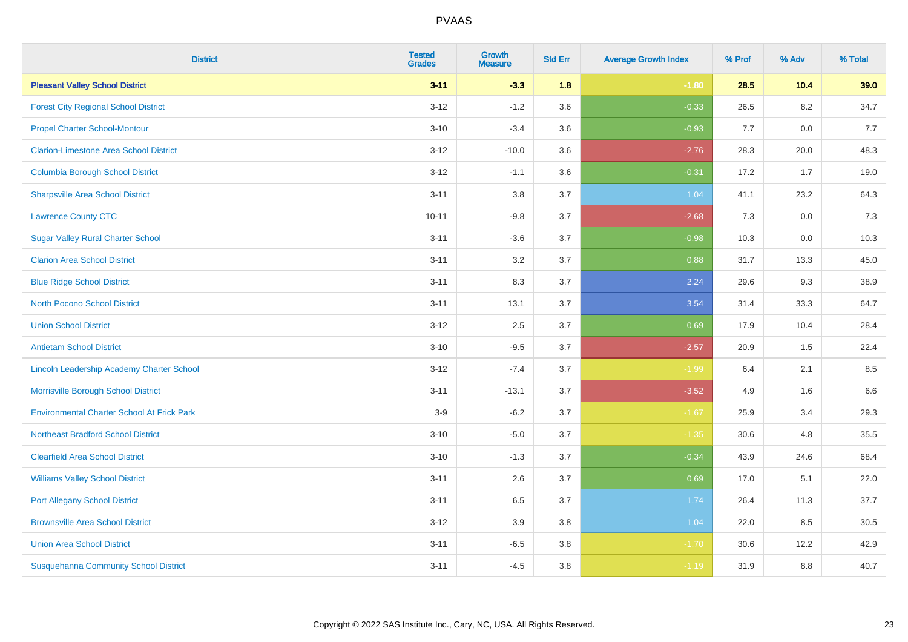# PVAAS

| District | Tested Grades | Growth Measure | Std Err | Average Growth Index | % Prof | % Adv | % Total |
|---|---|---|---|---|---|---|---|
| **Pleasant Valley School District** | **3-11** | **-3.3** | **1.8** | **-1.80** | **28.5** | **10.4** | **39.0** |
| Forest City Regional School District | 3-12 | -1.2 | 3.6 | -0.33 | 26.5 | 8.2 | 34.7 |
| Propel Charter School-Montour | 3-10 | -3.4 | 3.6 | -0.93 | 7.7 | 0.0 | 7.7 |
| Clarion-Limestone Area School District | 3-12 | -10.0 | 3.6 | -2.76 | 28.3 | 20.0 | 48.3 |
| Columbia Borough School District | 3-12 | -1.1 | 3.6 | -0.31 | 17.2 | 1.7 | 19.0 |
| Sharpsville Area School District | 3-11 | 3.8 | 3.7 | 1.04 | 41.1 | 23.2 | 64.3 |
| Lawrence County CTC | 10-11 | -9.8 | 3.7 | -2.68 | 7.3 | 0.0 | 7.3 |
| Sugar Valley Rural Charter School | 3-11 | -3.6 | 3.7 | -0.98 | 10.3 | 0.0 | 10.3 |
| Clarion Area School District | 3-11 | 3.2 | 3.7 | 0.88 | 31.7 | 13.3 | 45.0 |
| Blue Ridge School District | 3-11 | 8.3 | 3.7 | 2.24 | 29.6 | 9.3 | 38.9 |
| North Pocono School District | 3-11 | 13.1 | 3.7 | 3.54 | 31.4 | 33.3 | 64.7 |
| Union School District | 3-12 | 2.5 | 3.7 | 0.69 | 17.9 | 10.4 | 28.4 |
| Antietam School District | 3-10 | -9.5 | 3.7 | -2.57 | 20.9 | 1.5 | 22.4 |
| Lincoln Leadership Academy Charter School | 3-12 | -7.4 | 3.7 | -1.99 | 6.4 | 2.1 | 8.5 |
| Morrisville Borough School District | 3-11 | -13.1 | 3.7 | -3.52 | 4.9 | 1.6 | 6.6 |
| Environmental Charter School At Frick Park | 3-9 | -6.2 | 3.7 | -1.67 | 25.9 | 3.4 | 29.3 |
| Northeast Bradford School District | 3-10 | -5.0 | 3.7 | -1.35 | 30.6 | 4.8 | 35.5 |
| Clearfield Area School District | 3-10 | -1.3 | 3.7 | -0.34 | 43.9 | 24.6 | 68.4 |
| Williams Valley School District | 3-11 | 2.6 | 3.7 | 0.69 | 17.0 | 5.1 | 22.0 |
| Port Allegany School District | 3-11 | 6.5 | 3.7 | 1.74 | 26.4 | 11.3 | 37.7 |
| Brownsville Area School District | 3-12 | 3.9 | 3.8 | 1.04 | 22.0 | 8.5 | 30.5 |
| Union Area School District | 3-11 | -6.5 | 3.8 | -1.70 | 30.6 | 12.2 | 42.9 |
| Susquehanna Community School District | 3-11 | -4.5 | 3.8 | -1.19 | 31.9 | 8.8 | 40.7 |

Copyright © 2022 SAS Institute Inc., Cary, NC, USA. All Rights Reserved.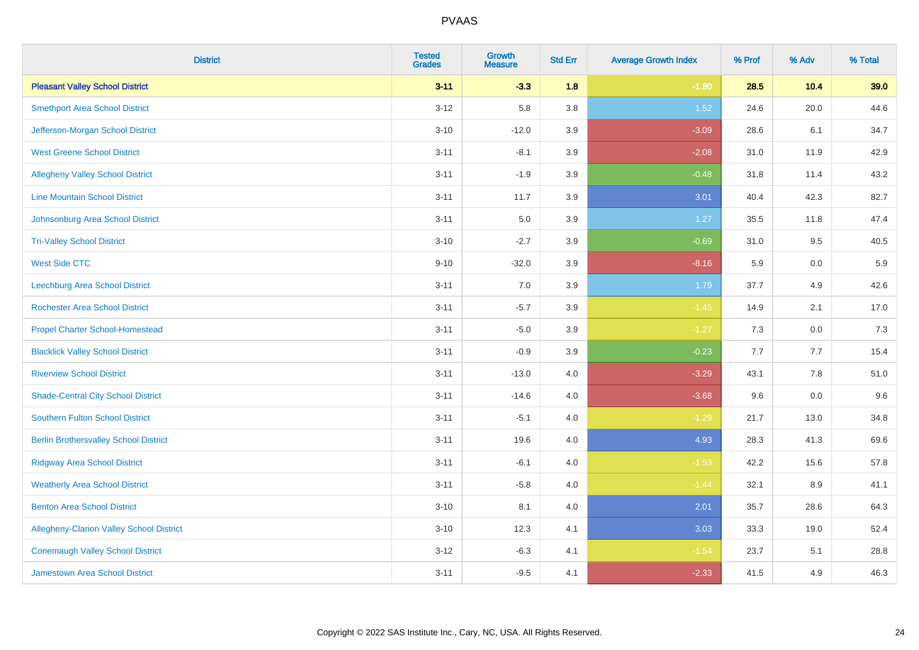PVAAS

| District | Tested Grades | Growth Measure | Std Err | Average Growth Index | % Prof | % Adv | % Total |
|---|---|---|---|---|---|---|---|
| **Pleasant Valley School District** | **3-11** | **-3.3** | **1.8** | **-1.80** | **28.5** | **10.4** | **39.0** |
| Smethport Area School District | 3-12 | 5.8 | 3.8 | 1.52 | 24.6 | 20.0 | 44.6 |
| Jefferson-Morgan School District | 3-10 | -12.0 | 3.9 | -3.09 | 28.6 | 6.1 | 34.7 |
| West Greene School District | 3-11 | -8.1 | 3.9 | -2.08 | 31.0 | 11.9 | 42.9 |
| Allegheny Valley School District | 3-11 | -1.9 | 3.9 | -0.48 | 31.8 | 11.4 | 43.2 |
| Line Mountain School District | 3-11 | 11.7 | 3.9 | 3.01 | 40.4 | 42.3 | 82.7 |
| Johnsonburg Area School District | 3-11 | 5.0 | 3.9 | 1.27 | 35.5 | 11.8 | 47.4 |
| Tri-Valley School District | 3-10 | -2.7 | 3.9 | -0.69 | 31.0 | 9.5 | 40.5 |
| West Side CTC | 9-10 | -32.0 | 3.9 | -8.16 | 5.9 | 0.0 | 5.9 |
| Leechburg Area School District | 3-11 | 7.0 | 3.9 | 1.79 | 37.7 | 4.9 | 42.6 |
| Rochester Area School District | 3-11 | -5.7 | 3.9 | -1.45 | 14.9 | 2.1 | 17.0 |
| Propel Charter School-Homestead | 3-11 | -5.0 | 3.9 | -1.27 | 7.3 | 0.0 | 7.3 |
| Blacklick Valley School District | 3-11 | -0.9 | 3.9 | -0.23 | 7.7 | 7.7 | 15.4 |
| Riverview School District | 3-11 | -13.0 | 4.0 | -3.29 | 43.1 | 7.8 | 51.0 |
| Shade-Central City School District | 3-11 | -14.6 | 4.0 | -3.68 | 9.6 | 0.0 | 9.6 |
| Southern Fulton School District | 3-11 | -5.1 | 4.0 | -1.29 | 21.7 | 13.0 | 34.8 |
| Berlin Brothersvalley School District | 3-11 | 19.6 | 4.0 | 4.93 | 28.3 | 41.3 | 69.6 |
| Ridgway Area School District | 3-11 | -6.1 | 4.0 | -1.53 | 42.2 | 15.6 | 57.8 |
| Weatherly Area School District | 3-11 | -5.8 | 4.0 | -1.44 | 32.1 | 8.9 | 41.1 |
| Benton Area School District | 3-10 | 8.1 | 4.0 | 2.01 | 35.7 | 28.6 | 64.3 |
| Allegheny-Clarion Valley School District | 3-10 | 12.3 | 4.1 | 3.03 | 33.3 | 19.0 | 52.4 |
| Conemaugh Valley School District | 3-12 | -6.3 | 4.1 | -1.54 | 23.7 | 5.1 | 28.8 |
| Jamestown Area School District | 3-11 | -9.5 | 4.1 | -2.33 | 41.5 | 4.9 | 46.3 |

Copyright © 2022 SAS Institute Inc., Cary, NC, USA. All Rights Reserved.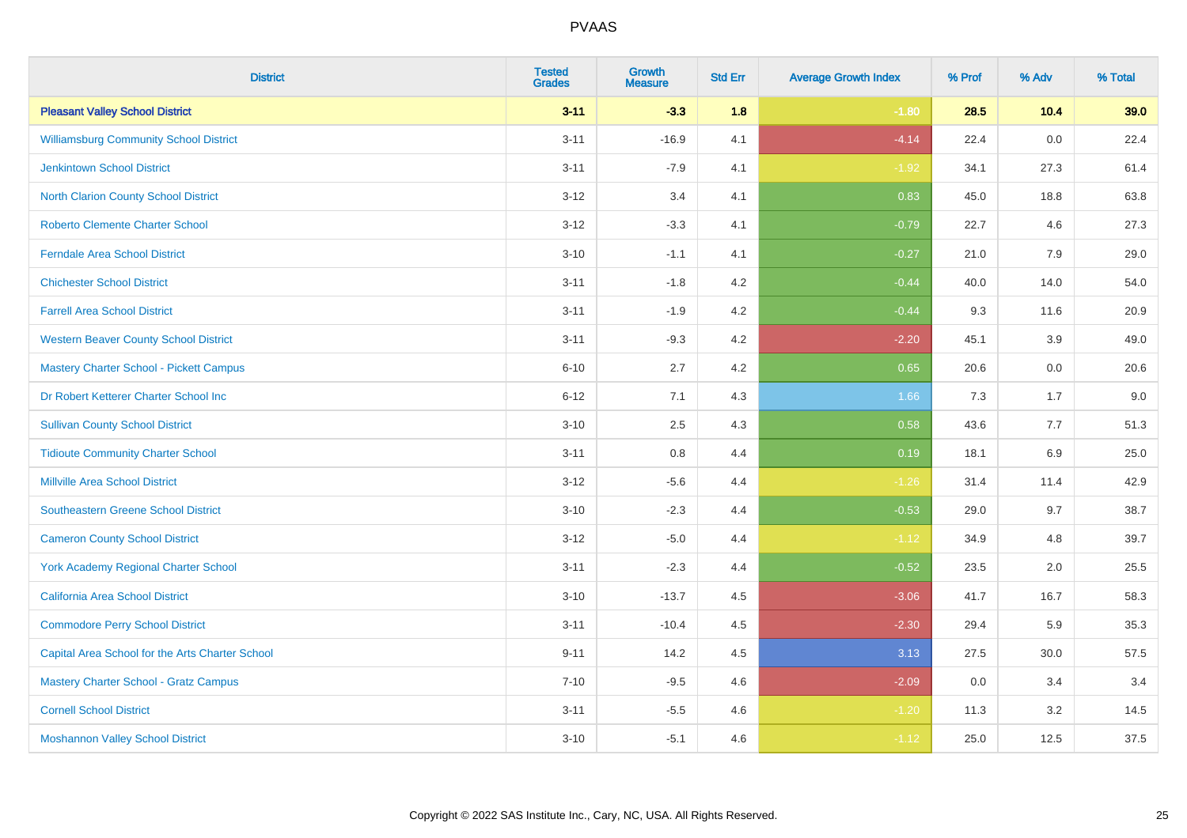# PVAAS

| District | Tested Grades | Growth Measure | Std Err | Average Growth Index | % Prof | % Adv | % Total |
|---|---|---|---|---|---|---|---|
| **Pleasant Valley School District** | **3-11** | **-3.3** | **1.8** | **-1.80** | **28.5** | **10.4** | **39.0** |
| Williamsburg Community School District | 3-11 | -16.9 | 4.1 | -4.14 | 22.4 | 0.0 | 22.4 |
| Jenkintown School District | 3-11 | -7.9 | 4.1 | -1.92 | 34.1 | 27.3 | 61.4 |
| North Clarion County School District | 3-12 | 3.4 | 4.1 | 0.83 | 45.0 | 18.8 | 63.8 |
| Roberto Clemente Charter School | 3-12 | -3.3 | 4.1 | -0.79 | 22.7 | 4.6 | 27.3 |
| Ferndale Area School District | 3-10 | -1.1 | 4.1 | -0.27 | 21.0 | 7.9 | 29.0 |
| Chichester School District | 3-11 | -1.8 | 4.2 | -0.44 | 40.0 | 14.0 | 54.0 |
| Farrell Area School District | 3-11 | -1.9 | 4.2 | -0.44 | 9.3 | 11.6 | 20.9 |
| Western Beaver County School District | 3-11 | -9.3 | 4.2 | -2.20 | 45.1 | 3.9 | 49.0 |
| Mastery Charter School - Pickett Campus | 6-10 | 2.7 | 4.2 | 0.65 | 20.6 | 0.0 | 20.6 |
| Dr Robert Ketterer Charter School Inc | 6-12 | 7.1 | 4.3 | 1.66 | 7.3 | 1.7 | 9.0 |
| Sullivan County School District | 3-10 | 2.5 | 4.3 | 0.58 | 43.6 | 7.7 | 51.3 |
| Tidioute Community Charter School | 3-11 | 0.8 | 4.4 | 0.19 | 18.1 | 6.9 | 25.0 |
| Millville Area School District | 3-12 | -5.6 | 4.4 | -1.26 | 31.4 | 11.4 | 42.9 |
| Southeastern Greene School District | 3-10 | -2.3 | 4.4 | -0.53 | 29.0 | 9.7 | 38.7 |
| Cameron County School District | 3-12 | -5.0 | 4.4 | -1.12 | 34.9 | 4.8 | 39.7 |
| York Academy Regional Charter School | 3-11 | -2.3 | 4.4 | -0.52 | 23.5 | 2.0 | 25.5 |
| California Area School District | 3-10 | -13.7 | 4.5 | -3.06 | 41.7 | 16.7 | 58.3 |
| Commodore Perry School District | 3-11 | -10.4 | 4.5 | -2.30 | 29.4 | 5.9 | 35.3 |
| Capital Area School for the Arts Charter School | 9-11 | 14.2 | 4.5 | 3.13 | 27.5 | 30.0 | 57.5 |
| Mastery Charter School - Gratz Campus | 7-10 | -9.5 | 4.6 | -2.09 | 0.0 | 3.4 | 3.4 |
| Cornell School District | 3-11 | -5.5 | 4.6 | -1.20 | 11.3 | 3.2 | 14.5 |
| Moshannon Valley School District | 3-10 | -5.1 | 4.6 | -1.12 | 25.0 | 12.5 | 37.5 |

Copyright © 2022 SAS Institute Inc., Cary, NC, USA. All Rights Reserved.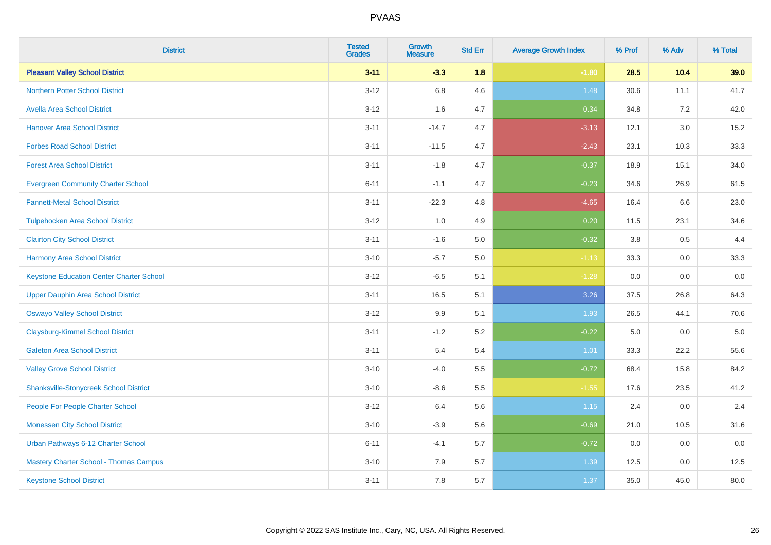| District | Tested Grades | Growth Measure | Std Err | Average Growth Index | % Prof | % Adv | % Total |
|---|---|---|---|---|---|---|---|
| **Pleasant Valley School District** | **3-11** | **-3.3** | **1.8** | **-1.80** | **28.5** | **10.4** | **39.0** |
| Northern Potter School District | 3-12 | 6.8 | 4.6 | 1.48 | 30.6 | 11.1 | 41.7 |
| Avella Area School District | 3-12 | 1.6 | 4.7 | 0.34 | 34.8 | 7.2 | 42.0 |
| Hanover Area School District | 3-11 | -14.7 | 4.7 | -3.13 | 12.1 | 3.0 | 15.2 |
| Forbes Road School District | 3-11 | -11.5 | 4.7 | -2.43 | 23.1 | 10.3 | 33.3 |
| Forest Area School District | 3-11 | -1.8 | 4.7 | -0.37 | 18.9 | 15.1 | 34.0 |
| Evergreen Community Charter School | 6-11 | -1.1 | 4.7 | -0.23 | 34.6 | 26.9 | 61.5 |
| Fannett-Metal School District | 3-11 | -22.3 | 4.8 | -4.65 | 16.4 | 6.6 | 23.0 |
| Tulpehocken Area School District | 3-12 | 1.0 | 4.9 | 0.20 | 11.5 | 23.1 | 34.6 |
| Clairton City School District | 3-11 | -1.6 | 5.0 | -0.32 | 3.8 | 0.5 | 4.4 |
| Harmony Area School District | 3-10 | -5.7 | 5.0 | -1.13 | 33.3 | 0.0 | 33.3 |
| Keystone Education Center Charter School | 3-12 | -6.5 | 5.1 | -1.28 | 0.0 | 0.0 | 0.0 |
| Upper Dauphin Area School District | 3-11 | 16.5 | 5.1 | 3.26 | 37.5 | 26.8 | 64.3 |
| Oswayo Valley School District | 3-12 | 9.9 | 5.1 | 1.93 | 26.5 | 44.1 | 70.6 |
| Claysburg-Kimmel School District | 3-11 | -1.2 | 5.2 | -0.22 | 5.0 | 0.0 | 5.0 |
| Galeton Area School District | 3-11 | 5.4 | 5.4 | 1.01 | 33.3 | 22.2 | 55.6 |
| Valley Grove School District | 3-10 | -4.0 | 5.5 | -0.72 | 68.4 | 15.8 | 84.2 |
| Shanksville-Stonycreek School District | 3-10 | -8.6 | 5.5 | -1.55 | 17.6 | 23.5 | 41.2 |
| People For People Charter School | 3-12 | 6.4 | 5.6 | 1.15 | 2.4 | 0.0 | 2.4 |
| Monessen City School District | 3-10 | -3.9 | 5.6 | -0.69 | 21.0 | 10.5 | 31.6 |
| Urban Pathways 6-12 Charter School | 6-11 | -4.1 | 5.7 | -0.72 | 0.0 | 0.0 | 0.0 |
| Mastery Charter School - Thomas Campus | 3-10 | 7.9 | 5.7 | 1.39 | 12.5 | 0.0 | 12.5 |
| Keystone School District | 3-11 | 7.8 | 5.7 | 1.37 | 35.0 | 45.0 | 80.0 |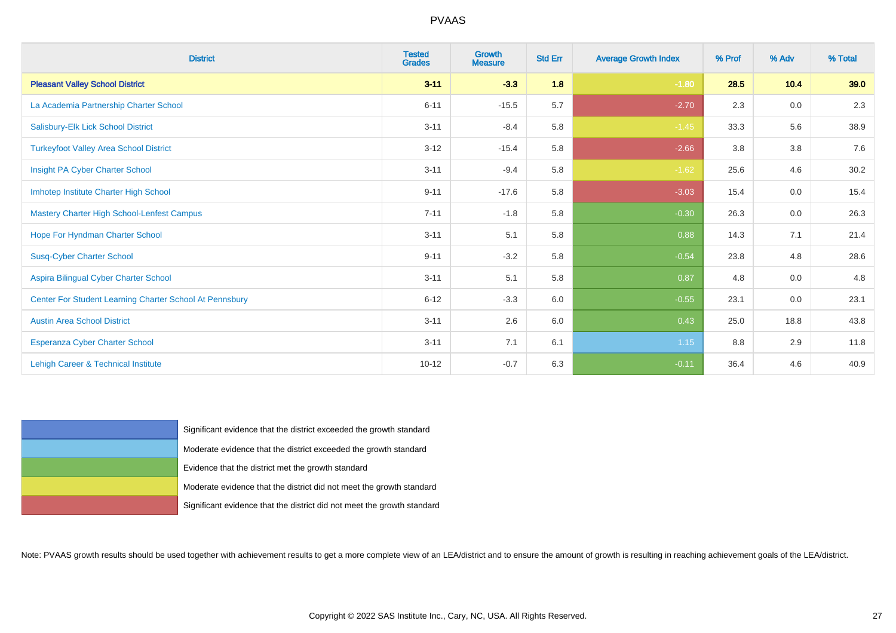# PVAAS

| District | Tested Grades | Growth Measure | Std Err | Average Growth Index | % Prof | % Adv | % Total |
|---|---|---|---|---|---|---|---|
| **Pleasant Valley School District** | **3-11** | **-3.3** | **1.8** | **-1.80** | **28.5** | **10.4** | **39.0** |
| La Academia Partnership Charter School | 6-11 | -15.5 | 5.7 | -2.70 | 2.3 | 0.0 | 2.3 |
| Salisbury-Elk Lick School District | 3-11 | -8.4 | 5.8 | -1.45 | 33.3 | 5.6 | 38.9 |
| Turkeyfoot Valley Area School District | 3-12 | -15.4 | 5.8 | -2.66 | 3.8 | 3.8 | 7.6 |
| Insight PA Cyber Charter School | 3-11 | -9.4 | 5.8 | -1.62 | 25.6 | 4.6 | 30.2 |
| Imhotep Institute Charter High School | 9-11 | -17.6 | 5.8 | -3.03 | 15.4 | 0.0 | 15.4 |
| Mastery Charter High School-Lenfest Campus | 7-11 | -1.8 | 5.8 | -0.30 | 26.3 | 0.0 | 26.3 |
| Hope For Hyndman Charter School | 3-11 | 5.1 | 5.8 | 0.88 | 14.3 | 7.1 | 21.4 |
| Susq-Cyber Charter School | 9-11 | -3.2 | 5.8 | -0.54 | 23.8 | 4.8 | 28.6 |
| Aspira Bilingual Cyber Charter School | 3-11 | 5.1 | 5.8 | 0.87 | 4.8 | 0.0 | 4.8 |
| Center For Student Learning Charter School At Pennsbury | 6-12 | -3.3 | 6.0 | -0.55 | 23.1 | 0.0 | 23.1 |
| Austin Area School District | 3-11 | 2.6 | 6.0 | 0.43 | 25.0 | 18.8 | 43.8 |
| Esperanza Cyber Charter School | 3-11 | 7.1 | 6.1 | 1.15 | 8.8 | 2.9 | 11.8 |
| Lehigh Career & Technical Institute | 10-12 | -0.7 | 6.3 | -0.11 | 36.4 | 4.6 | 40.9 |

Significant evidence that the district exceeded the growth standard

Moderate evidence that the district exceeded the growth standard

Evidence that the district met the growth standard

Moderate evidence that the district did not meet the growth standard

Significant evidence that the district did not meet the growth standard

Note: PVAAS growth results should be used together with achievement results to get a more complete view of an LEA/district and to ensure the amount of growth is resulting in reaching achievement goals of the LEA/district.

Copyright © 2022 SAS Institute Inc., Cary, NC, USA. All Rights Reserved.